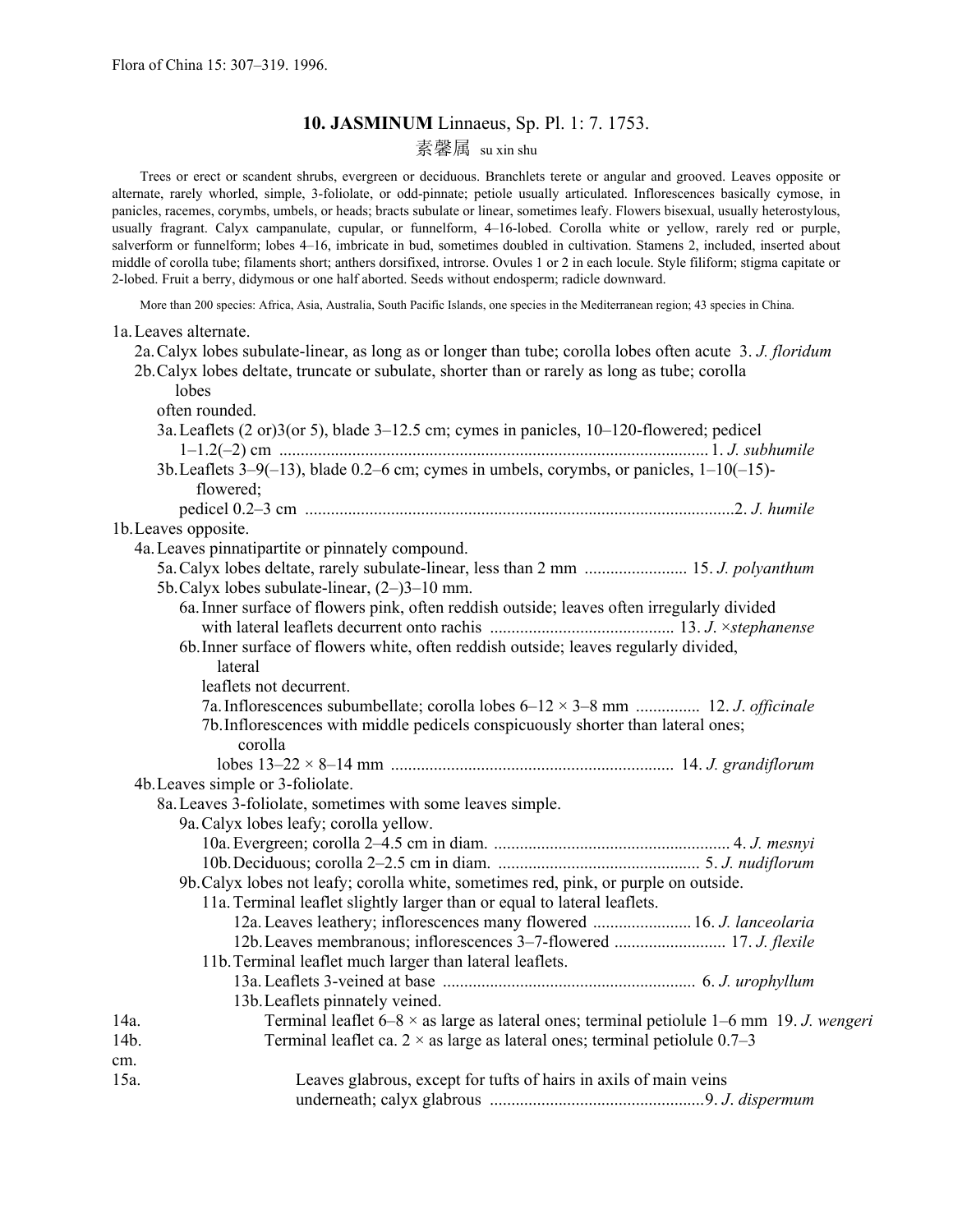Flora of China 15: 307–319. 1996.

# 10. JASMINUM Linnaeus, Sp. Pl. 1: 7. 1753.

素馨属 su xin shu

Trees or erect or scandent shrubs, evergreen or deciduous. Branchlets terete or angular and grooved. Leaves opposite or alternate, rarely whorled, simple, 3-foliolate, or odd-pinnate; petiole usually articulated. Inflorescences basically cymose, in panicles, racemes, corymbs, umbels, or heads; bracts subulate or linear, sometimes leafy. Flowers bisexual, usually heterostylous, usually fragrant. Calyx campanulate, cupular, or funnelform, 4–16-lobed. Corolla white or yellow, rarely red or purple, salverform or funnelform; lobes 4–16, imbricate in bud, sometimes doubled in cultivation. Stamens 2, included, inserted about middle of corolla tube; filaments short; anthers dorsifixed, introrse. Ovules 1 or 2 in each locule. Style filiform; stigma capitate or 2-lobed. Fruit a berry, didymous or one half aborted. Seeds without endosperm; radicle downward.

More than 200 species: Africa, Asia, Australia, South Pacific Islands, one species in the Mediterranean region; 43 species in China.

1a. Leaves alternate.
- 2a. Calyx lobes subulate-linear, as long as or longer than tube; corolla lobes often acute 3. *J. floridum*
- 2b. Calyx lobes deltate, truncate or subulate, shorter than or rarely as long as tube; corolla lobes often rounded.
  - 3a. Leaflets (2 or)3(or 5), blade 3–12.5 cm; cymes in panicles, 10–120-flowered; pedicel 1–1.2(–2) cm ................ 1. *J. subhumile*
  - 3b. Leaflets 3–9(–13), blade 0.2–6 cm; cymes in umbels, corymbs, or panicles, 1–10(–15)-flowered; pedicel 0.2–3 cm ................ 2. *J. humile*

1b. Leaves opposite.
- 4a. Leaves pinnatipartite or pinnately compound.
  - 5a. Calyx lobes deltate, rarely subulate-linear, less than 2 mm ................ 15. *J. polyanthum*
  - 5b. Calyx lobes subulate-linear, (2–)3–10 mm.
    - 6a. Inner surface of flowers pink, often reddish outside; leaves often irregularly divided with lateral leaflets decurrent onto rachis ................ 13. *J. ×stephanense*
    - 6b. Inner surface of flowers white, often reddish outside; leaves regularly divided, lateral leaflets not decurrent.
      - 7a. Inflorescences subumbellate; corolla lobes 6–12 × 3–8 mm ................ 12. *J. officinale*
      - 7b. Inflorescences with middle pedicels conspicuously shorter than lateral ones; corolla lobes 13–22 × 8–14 mm ................ 14. *J. grandiflorum*
- 4b. Leaves simple or 3-foliolate.
  - 8a. Leaves 3-foliolate, sometimes with some leaves simple.
    - 9a. Calyx lobes leafy; corolla yellow.
      - 10a. Evergreen; corolla 2–4.5 cm in diam. ................ 4. *J. mesnyi*
      - 10b. Deciduous; corolla 2–2.5 cm in diam. ................ 5. *J. nudiflorum*
    - 9b. Calyx lobes not leafy; corolla white, sometimes red, pink, or purple on outside.
      - 11a. Terminal leaflet slightly larger than or equal to lateral leaflets.
        - 12a. Leaves leathery; inflorescences many flowered ................ 16. *J. lanceolaria*
        - 12b. Leaves membranous; inflorescences 3–7-flowered ................ 17. *J. flexile*
      - 11b. Terminal leaflet much larger than lateral leaflets.
        - 13a. Leaflets 3-veined at base ................ 6. *J. urophyllum*
        - 13b. Leaflets pinnately veined.
          - 14a. Terminal leaflet 6–8 × as large as lateral ones; terminal petiolule 1–6 mm 19. *J. wengeri*
          - 14b. Terminal leaflet ca. 2 × as large as lateral ones; terminal petiolule 0.7–3 cm.
            - 15a. Leaves glabrous, except for tufts of hairs in axils of main veins underneath; calyx glabrous ................ 9. *J. dispermum*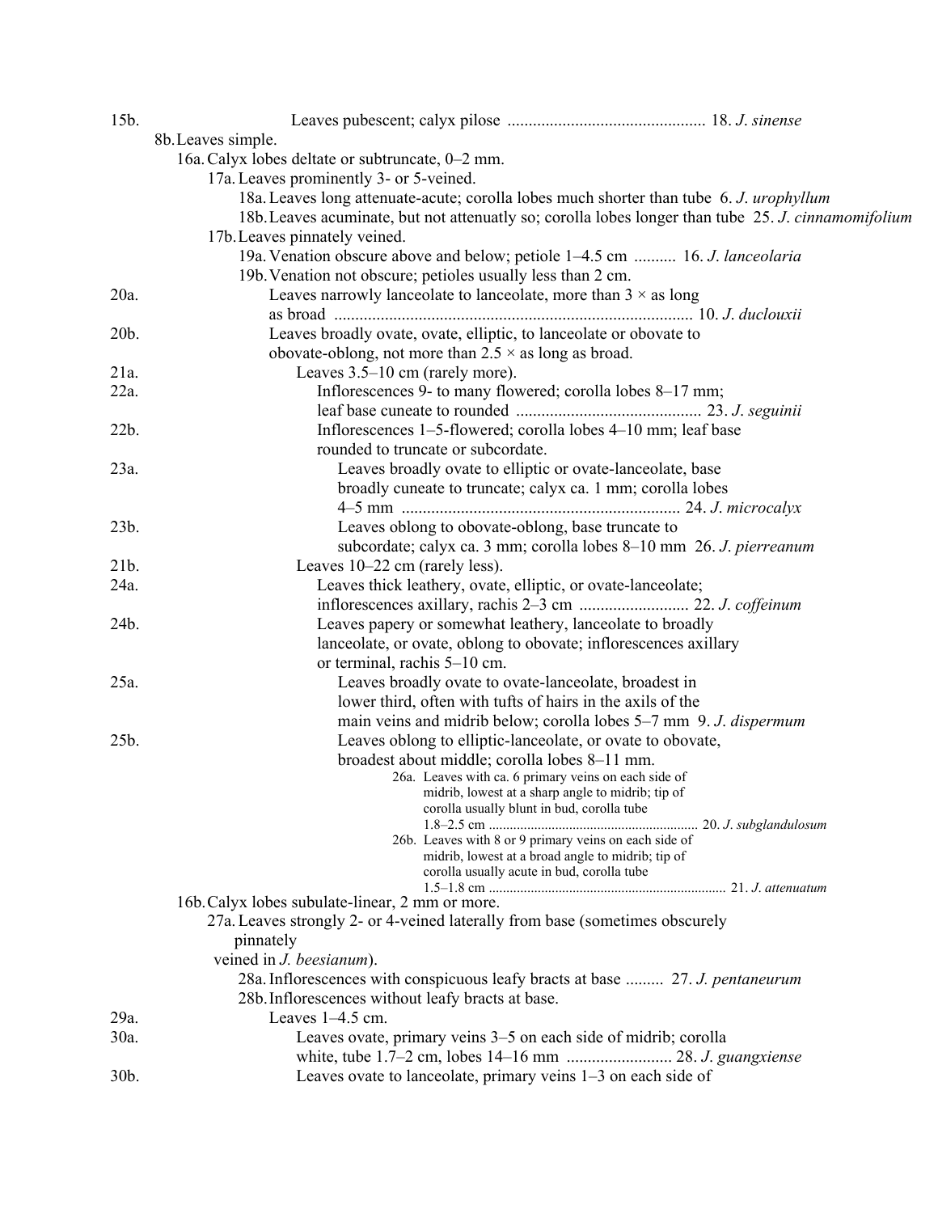15b. Leaves pubescent; calyx pilose ............................................... 18. *J. sinense*

8b. Leaves simple.

16a. Calyx lobes deltate or subtruncate, 0–2 mm.

17a. Leaves prominently 3- or 5-veined.

18a. Leaves long attenuate-acute; corolla lobes much shorter than tube 6. *J. urophyllum*

18b. Leaves acuminate, but not attenuately so; corolla lobes longer than tube 25. *J. cinnamomifolium*

17b. Leaves pinnately veined.

19a. Venation obscure above and below; petiole 1–4.5 cm .......... 16. *J. lanceolaria*

19b. Venation not obscure; petioles usually less than 2 cm.

20a. Leaves narrowly lanceolate to lanceolate, more than 3 × as long as broad ..................................................................................... 10. *J. duclouxii*

20b. Leaves broadly ovate, ovate, elliptic, to lanceolate or obovate to obovate-oblong, not more than 2.5 × as long as broad.

21a. Leaves 3.5–10 cm (rarely more).

22a. Inflorescences 9- to many flowered; corolla lobes 8–17 mm; leaf base cuneate to rounded ............................................ 23. *J. seguinii*

22b. Inflorescences 1–5-flowered; corolla lobes 4–10 mm; leaf base rounded to truncate or subcordate.

23a. Leaves broadly ovate to elliptic or ovate-lanceolate, base broadly cuneate to truncate; calyx ca. 1 mm; corolla lobes 4–5 mm .................................................................. 24. *J. microcalyx*

23b. Leaves oblong to obovate-oblong, base truncate to subcordate; calyx ca. 3 mm; corolla lobes 8–10 mm 26. *J. pierreanum*

21b. Leaves 10–22 cm (rarely less).

24a. Leaves thick leathery, ovate, elliptic, or ovate-lanceolate; inflorescences axillary, rachis 2–3 cm .......................... 22. *J. coffeinum*

24b. Leaves papery or somewhat leathery, lanceolate to broadly lanceolate, or ovate, oblong to obovate; inflorescences axillary or terminal, rachis 5–10 cm.

25a. Leaves broadly ovate to ovate-lanceolate, broadest in lower third, often with tufts of hairs in the axils of the main veins and midrib below; corolla lobes 5–7 mm 9. *J. dispermum*

25b. Leaves oblong to elliptic-lanceolate, or ovate to obovate, broadest about middle; corolla lobes 8–11 mm.

26a. Leaves with ca. 6 primary veins on each side of midrib, lowest at a sharp angle to midrib; tip of corolla usually blunt in bud, corolla tube 1.8–2.5 cm ........................................................... 20. *J. subglandulosum*

26b. Leaves with 8 or 9 primary veins on each side of midrib, lowest at a broad angle to midrib; tip of corolla usually acute in bud, corolla tube 1.5–1.8 cm ................................................................... 21. *J. attenuatum*

16b. Calyx lobes subulate-linear, 2 mm or more.

27a. Leaves strongly 2- or 4-veined laterally from base (sometimes obscurely pinnately veined in *J. beesianum*).

28a. Inflorescences with conspicuous leafy bracts at base ......... 27. *J. pentaneurum*

28b. Inflorescences without leafy bracts at base.

29a. Leaves 1–4.5 cm.

30a. Leaves ovate, primary veins 3–5 on each side of midrib; corolla white, tube 1.7–2 cm, lobes 14–16 mm ......................... 28. *J. guangxiense*

30b. Leaves ovate to lanceolate, primary veins 1–3 on each side of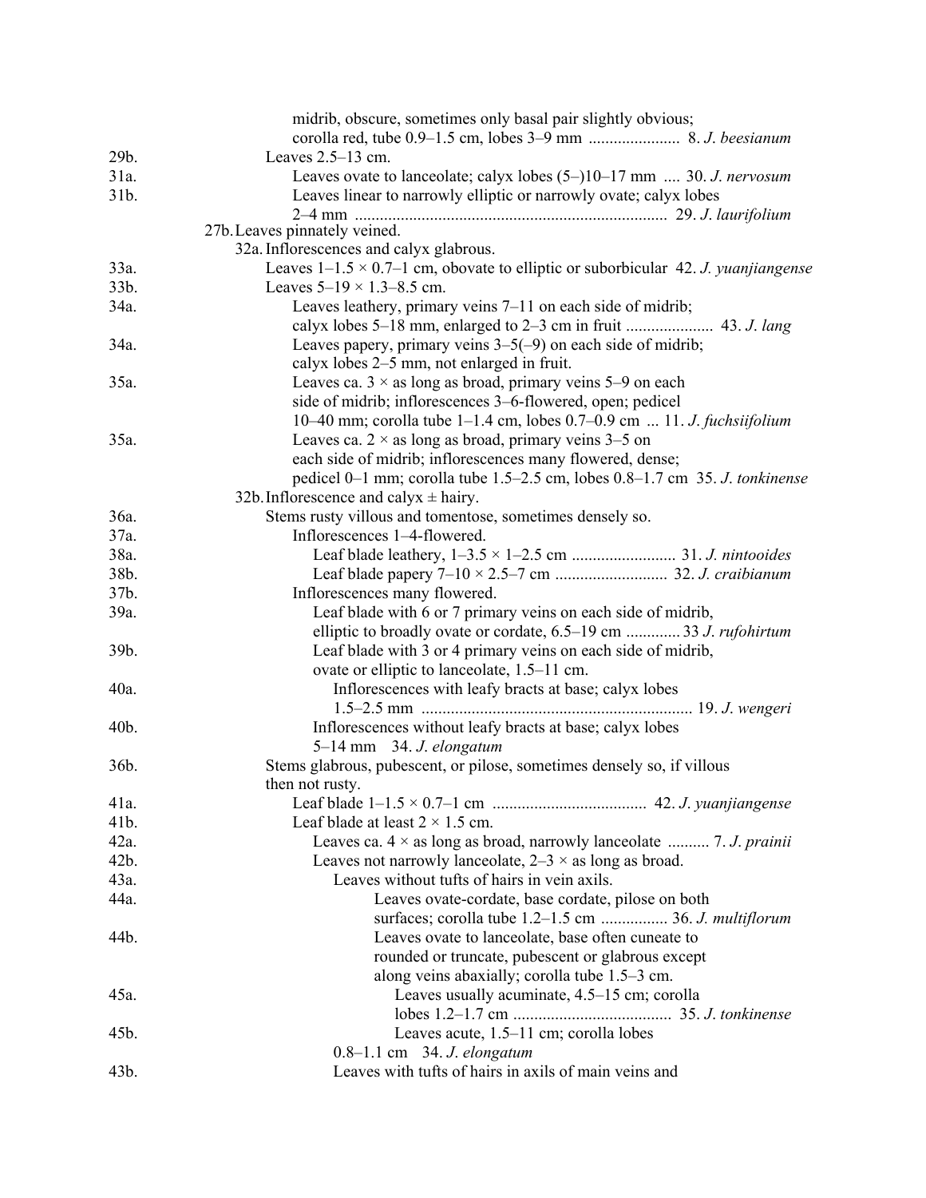midrib, obscure, sometimes only basal pair slightly obvious; corolla red, tube 0.9–1.5 cm, lobes 3–9 mm ...................... 8. *J. beesianum*

29b. Leaves 2.5–13 cm.

31a. Leaves ovate to lanceolate; calyx lobes (5–)10–17 mm .... 30. *J. nervosum*

31b. Leaves linear to narrowly elliptic or narrowly ovate; calyx lobes 2–4 mm .......................................................................... 29. *J. laurifolium*

27b. Leaves pinnately veined.

32a. Inflorescences and calyx glabrous.

33a. Leaves 1–1.5 × 0.7–1 cm, obovate to elliptic or suborbicular 42. *J. yuanjiangense*

33b. Leaves 5–19 × 1.3–8.5 cm.

34a. Leaves leathery, primary veins 7–11 on each side of midrib; calyx lobes 5–18 mm, enlarged to 2–3 cm in fruit ..................... 43. *J. lang*

34a. Leaves papery, primary veins 3–5(–9) on each side of midrib; calyx lobes 2–5 mm, not enlarged in fruit.

35a. Leaves ca. 3 × as long as broad, primary veins 5–9 on each side of midrib; inflorescences 3–6-flowered, open; pedicel 10–40 mm; corolla tube 1–1.4 cm, lobes 0.7–0.9 cm ... 11. *J. fuchsiifolium*

35a. Leaves ca. 2 × as long as broad, primary veins 3–5 on each side of midrib; inflorescences many flowered, dense; pedicel 0–1 mm; corolla tube 1.5–2.5 cm, lobes 0.8–1.7 cm 35. *J. tonkinense*

32b. Inflorescence and calyx ± hairy.

36a. Stems rusty villous and tomentose, sometimes densely so.

37a. Inflorescences 1–4-flowered.

38a. Leaf blade leathery, 1–3.5 × 1–2.5 cm ......................... 31. *J. nintooides*

38b. Leaf blade papery 7–10 × 2.5–7 cm ........................... 32. *J. craibianum*

37b. Inflorescences many flowered.

39a. Leaf blade with 6 or 7 primary veins on each side of midrib, elliptic to broadly ovate or cordate, 6.5–19 cm ............. 33 *J. rufohirtum*

39b. Leaf blade with 3 or 4 primary veins on each side of midrib, ovate or elliptic to lanceolate, 1.5–11 cm.

40a. Inflorescences with leafy bracts at base; calyx lobes 1.5–2.5 mm ................................................................. 19. *J. wengeri*

40b. Inflorescences without leafy bracts at base; calyx lobes 5–14 mm 34. *J. elongatum*

36b. Stems glabrous, pubescent, or pilose, sometimes densely so, if villous then not rusty.

41a. Leaf blade 1–1.5 × 0.7–1 cm ..................................... 42. *J. yuanjiangense*

41b. Leaf blade at least 2 × 1.5 cm.

42a. Leaves ca. 4 × as long as broad, narrowly lanceolate .......... 7. *J. prainii*

42b. Leaves not narrowly lanceolate, 2–3 × as long as broad.

43a. Leaves without tufts of hairs in vein axils.

44a. Leaves ovate-cordate, base cordate, pilose on both surfaces; corolla tube 1.2–1.5 cm ................ 36. *J. multiflorum*

44b. Leaves ovate to lanceolate, base often cuneate to rounded or truncate, pubescent or glabrous except along veins abaxially; corolla tube 1.5–3 cm.

45a. Leaves usually acuminate, 4.5–15 cm; corolla lobes 1.2–1.7 cm ...................................... 35. *J. tonkinense*

45b. Leaves acute, 1.5–11 cm; corolla lobes 0.8–1.1 cm 34. *J. elongatum*

43b. Leaves with tufts of hairs in axils of main veins and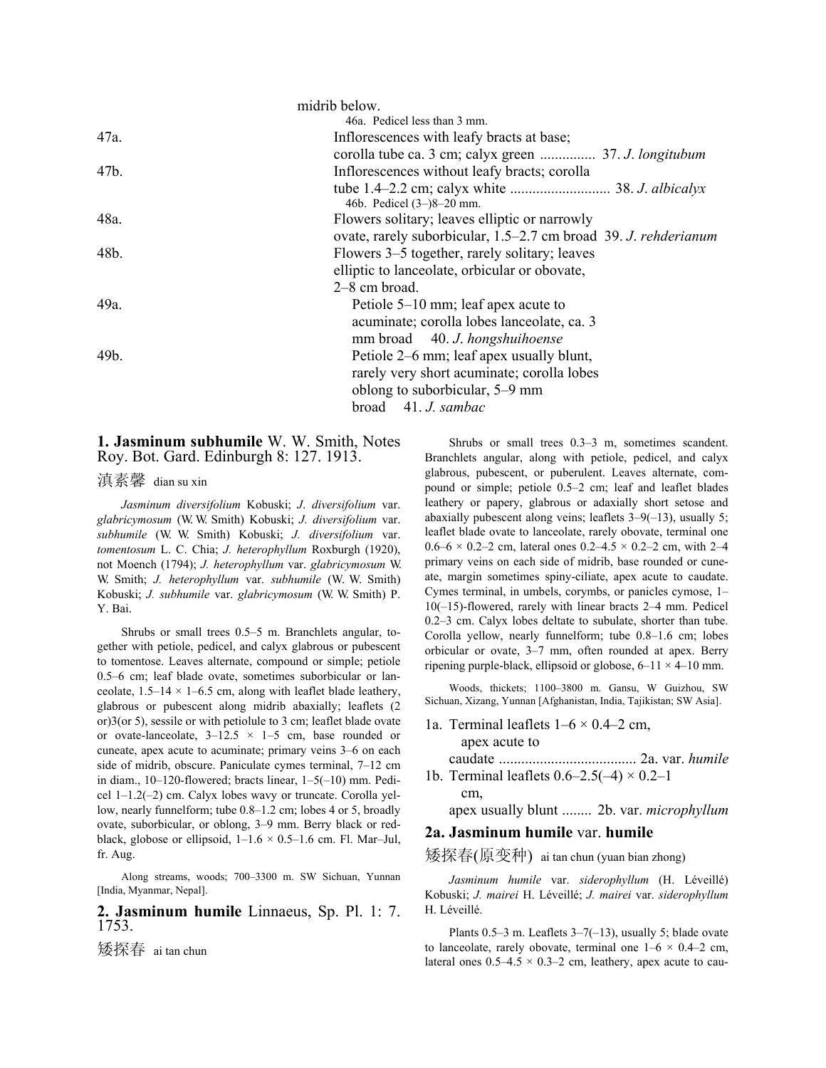midrib below.

46a. Pedicel less than 3 mm.

47a. Inflorescences with leafy bracts at base; corolla tube ca. 3 cm; calyx green ............... 37. *J. longitubum*

47b. Inflorescences without leafy bracts; corolla tube 1.4–2.2 cm; calyx white ........................... 38. *J. albicalyx*

46b. Pedicel (3–)8–20 mm.

48a. Flowers solitary; leaves elliptic or narrowly ovate, rarely suborbicular, 1.5–2.7 cm broad 39. *J. rehderianum*

48b. Flowers 3–5 together, rarely solitary; leaves elliptic to lanceolate, orbicular or obovate, 2–8 cm broad.

49a. Petiole 5–10 mm; leaf apex acute to acuminate; corolla lobes lanceolate, ca. 3 mm broad 40. *J. hongshuihoense*

49b. Petiole 2–6 mm; leaf apex usually blunt, rarely very short acuminate; corolla lobes oblong to suborbicular, 5–9 mm broad 41. *J. sambac*

## 1. Jasminum subhumile W. W. Smith, Notes Roy. Bot. Gard. Edinburgh 8: 127. 1913.

滇素馨 dian su xin

*Jasminum diversifolium* Kobuski; *J. diversifolium* var. *glabricymosum* (W. W. Smith) Kobuski; *J. diversifolium* var. *subhumile* (W. W. Smith) Kobuski; *J. diversifolium* var. *tomentosum* L. C. Chia; *J. heterophyllum* Roxburgh (1920), not Moench (1794); *J. heterophyllum* var. *glabricymosum* W. W. Smith; *J. heterophyllum* var. *subhumile* (W. W. Smith) Kobuski; *J. subhumile* var. *glabricymosum* (W. W. Smith) P. Y. Bai.

Shrubs or small trees 0.5–5 m. Branchlets angular, together with petiole, pedicel, and calyx glabrous or pubescent to tomentose. Leaves alternate, compound or simple; petiole 0.5–6 cm; leaf blade ovate, sometimes suborbicular or lanceolate, 1.5–14 × 1–6.5 cm, along with leaflet blade leathery, glabrous or pubescent along midrib abaxially; leaflets (2 or)3(or 5), sessile or with petiolule to 3 cm; leaflet blade ovate or ovate-lanceolate, 3–12.5 × 1–5 cm, base rounded or cuneate, apex acute to acuminate; primary veins 3–6 on each side of midrib, obscure. Paniculate cymes terminal, 7–12 cm in diam., 10–120-flowered; bracts linear, 1–5(–10) mm. Pedicel 1–1.2(–2) cm. Calyx lobes wavy or truncate. Corolla yellow, nearly funnelform; tube 0.8–1.2 cm; lobes 4 or 5, broadly ovate, suborbicular, or oblong, 3–9 mm. Berry black or red-black, globose or ellipsoid, 1–1.6 × 0.5–1.6 cm. Fl. Mar–Jul, fr. Aug.

Along streams, woods; 700–3300 m. SW Sichuan, Yunnan [India, Myanmar, Nepal].

## 2. Jasminum humile Linnaeus, Sp. Pl. 1: 7. 1753.

矮探春 ai tan chun

Shrubs or small trees 0.3–3 m, sometimes scandent. Branchlets angular, along with petiole, pedicel, and calyx glabrous, pubescent, or puberulent. Leaves alternate, compound or simple; petiole 0.5–2 cm; leaf and leaflet blades leathery or papery, glabrous or adaxially short setose and abaxially pubescent along veins; leaflets 3–9(–13), usually 5; leaflet blade ovate to lanceolate, rarely obovate, terminal one 0.6–6 × 0.2–2 cm, lateral ones 0.2–4.5 × 0.2–2 cm, with 2–4 primary veins on each side of midrib, base rounded or cuneate, margin sometimes spiny-ciliate, apex acute to caudate. Cymes terminal, in umbels, corymbs, or panicles cymose, 1–10(–15)-flowered, rarely with linear bracts 2–4 mm. Pedicel 0.2–3 cm. Calyx lobes deltate to subulate, shorter than tube. Corolla yellow, nearly funnelform; tube 0.8–1.6 cm; lobes orbicular or ovate, 3–7 mm, often rounded at apex. Berry ripening purple-black, ellipsoid or globose, 6–11 × 4–10 mm.

Woods, thickets; 1100–3800 m. Gansu, W Guizhou, SW Sichuan, Xizang, Yunnan [Afghanistan, India, Tajikistan; SW Asia].

1a. Terminal leaflets 1–6 × 0.4–2 cm, apex acute to caudate .................................... 2a. var. *humile*

1b. Terminal leaflets 0.6–2.5(–4) × 0.2–1 cm, apex usually blunt ........ 2b. var. *microphyllum*

## 2a. Jasminum humile var. humile

矮探春(原变种) ai tan chun (yuan bian zhong)

*Jasminum humile* var. *siderophyllum* (H. Léveillé) Kobuski; *J. mairei* H. Léveillé; *J. mairei* var. *siderophyllum* H. Léveillé.

Plants 0.5–3 m. Leaflets 3–7(–13), usually 5; blade ovate to lanceolate, rarely obovate, terminal one 1–6 × 0.4–2 cm, lateral ones 0.5–4.5 × 0.3–2 cm, leathery, apex acute to cau-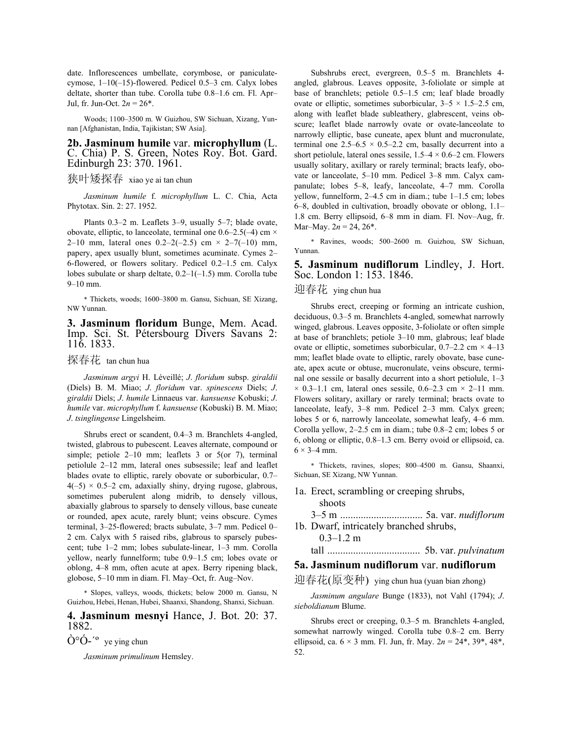date. Inflorescences umbellate, corymbose, or paniculate-cymose, 1–10(–15)-flowered. Pedicel 0.5–3 cm. Calyx lobes deltate, shorter than tube. Corolla tube 0.8–1.6 cm. Fl. Apr–Jul, fr. Jun-Oct. 2*n* = 26*.

Woods; 1100–3500 m. W Guizhou, SW Sichuan, Xizang, Yunnan [Afghanistan, India, Tajikistan; SW Asia].

## 2b. **Jasminum humile** var. **microphyllum** (L. C. Chia) P. S. Green, Notes Roy. Bot. Gard. Edinburgh 23: 370. 1961.

狭叶矮探春 xiao ye ai tan chun

*Jasminum humile* f. *microphyllum* L. C. Chia, Acta Phytotax. Sin. 2: 27. 1952.

Plants 0.3–2 m. Leaflets 3–9, usually 5–7; blade ovate, obovate, elliptic, to lanceolate, terminal one 0.6–2.5(–4) cm × 2–10 mm, lateral ones 0.2–2(–2.5) cm × 2–7(–10) mm, papery, apex usually blunt, sometimes acuminate. Cymes 2–6-flowered, or flowers solitary. Pedicel 0.2–1.5 cm. Calyx lobes subulate or sharp deltate, 0.2–1(–1.5) mm. Corolla tube 9–10 mm.

* Thickets, woods; 1600–3800 m. Gansu, Sichuan, SE Xizang, NW Yunnan.

## 3. **Jasminum floridum** Bunge, Mem. Acad. Imp. Sci. St. Pétersbourg Divers Savans 2: 116. 1833.

探春花 tan chun hua

*Jasminum argyi* H. Léveillé; *J. floridum* subsp. *giraldii* (Diels) B. M. Miao; *J. floridum* var. *spinescens* Diels; *J. giraldii* Diels; *J. humile* Linnaeus var. *kansuense* Kobuski; *J. humile* var. *microphyllum* f. *kansuense* (Kobuski) B. M. Miao; *J. tsinglingense* Lingelsheim.

Shrubs erect or scandent, 0.4–3 m. Branchlets 4-angled, twisted, glabrous to pubescent. Leaves alternate, compound or simple; petiole 2–10 mm; leaflets 3 or 5(or 7), terminal petiolule 2–12 mm, lateral ones subsessile; leaf and leaflet blades ovate to elliptic, rarely obovate or suborbicular, 0.7–4(–5) × 0.5–2 cm, adaxially shiny, drying rugose, glabrous, sometimes puberulent along midrib, to densely villous, abaxially glabrous to sparsely to densely villous, base cuneate or rounded, apex acute, rarely blunt; veins obscure. Cymes terminal, 3–25-flowered; bracts subulate, 3–7 mm. Pedicel 0–2 cm. Calyx with 5 raised ribs, glabrous to sparsely pubescent; tube 1–2 mm; lobes subulate-linear, 1–3 mm. Corolla yellow, nearly funnelform; tube 0.9–1.5 cm; lobes ovate or oblong, 4–8 mm, often acute at apex. Berry ripening black, globose, 5–10 mm in diam. Fl. May–Oct, fr. Aug–Nov.

* Slopes, valleys, woods, thickets; below 2000 m. Gansu, N Guizhou, Hebei, Henan, Hubei, Shaanxi, Shandong, Shanxi, Sichuan.

## 4. **Jasminum mesnyi** Hance, J. Bot. 20: 37. 1882.

Ò°Ó-´º ye ying chun

*Jasminum primulinum* Hemsley.

Subshrubs erect, evergreen, 0.5–5 m. Branchlets 4-angled, glabrous. Leaves opposite, 3-foliolate or simple at base of branchlets; petiole 0.5–1.5 cm; leaf blade broadly ovate or elliptic, sometimes suborbicular, 3–5 × 1.5–2.5 cm, along with leaflet blade subleathery, glabrescent, veins obscure; leaflet blade narrowly ovate or ovate-lanceolate to narrowly elliptic, base cuneate, apex blunt and mucronulate, terminal one 2.5–6.5 × 0.5–2.2 cm, basally decurrent into a short petiolule, lateral ones sessile, 1.5–4 × 0.6–2 cm. Flowers usually solitary, axillary or rarely terminal; bracts leafy, obovate or lanceolate, 5–10 mm. Pedicel 3–8 mm. Calyx campanulate; lobes 5–8, leafy, lanceolate, 4–7 mm. Corolla yellow, funnelform, 2–4.5 cm in diam.; tube 1–1.5 cm; lobes 6–8, doubled in cultivation, broadly obovate or oblong, 1.1–1.8 cm. Berry ellipsoid, 6–8 mm in diam. Fl. Nov–Aug, fr. Mar–May. 2*n* = 24, 26*.

* Ravines, woods; 500–2600 m. Guizhou, SW Sichuan, Yunnan.

## 5. **Jasminum nudiflorum** Lindley, J. Hort. Soc. London 1: 153. 1846.

迎春花 ying chun hua

Shrubs erect, creeping or forming an intricate cushion, deciduous, 0.3–5 m. Branchlets 4-angled, somewhat narrowly winged, glabrous. Leaves opposite, 3-foliolate or often simple at base of branchlets; petiole 3–10 mm, glabrous; leaf blade ovate or elliptic, sometimes suborbicular, 0.7–2.2 cm × 4–13 mm; leaflet blade ovate to elliptic, rarely obovate, base cuneate, apex acute or obtuse, mucronulate, veins obscure, terminal one sessile or basally decurrent into a short petiolule, 1–3 × 0.3–1.1 cm, lateral ones sessile, 0.6–2.3 cm × 2–11 mm. Flowers solitary, axillary or rarely terminal; bracts ovate to lanceolate, leafy, 3–8 mm. Pedicel 2–3 mm. Calyx green; lobes 5 or 6, narrowly lanceolate, somewhat leafy, 4–6 mm. Corolla yellow, 2–2.5 cm in diam.; tube 0.8–2 cm; lobes 5 or 6, oblong or elliptic, 0.8–1.3 cm. Berry ovoid or ellipsoid, ca. 6 × 3–4 mm.

* Thickets, ravines, slopes; 800–4500 m. Gansu, Shaanxi, Sichuan, SE Xizang, NW Yunnan.

1a. Erect, scrambling or creeping shrubs, shoots 3–5 m ................................ 5a. var. *nudiflorum*
1b. Dwarf, intricately branched shrubs, 0.3–1.2 m tall .................................... 5b. var. *pulvinatum*

## 5a. **Jasminum nudiflorum** var. **nudiflorum**

迎春花(原变种) ying chun hua (yuan bian zhong)

*Jasminum angulare* Bunge (1833), not Vahl (1794); *J. sieboldianum* Blume.

Shrubs erect or creeping, 0.3–5 m. Branchlets 4-angled, somewhat narrowly winged. Corolla tube 0.8–2 cm. Berry ellipsoid, ca. 6 × 3 mm. Fl. Jun, fr. May. 2*n* = 24*, 39*, 48*, 52.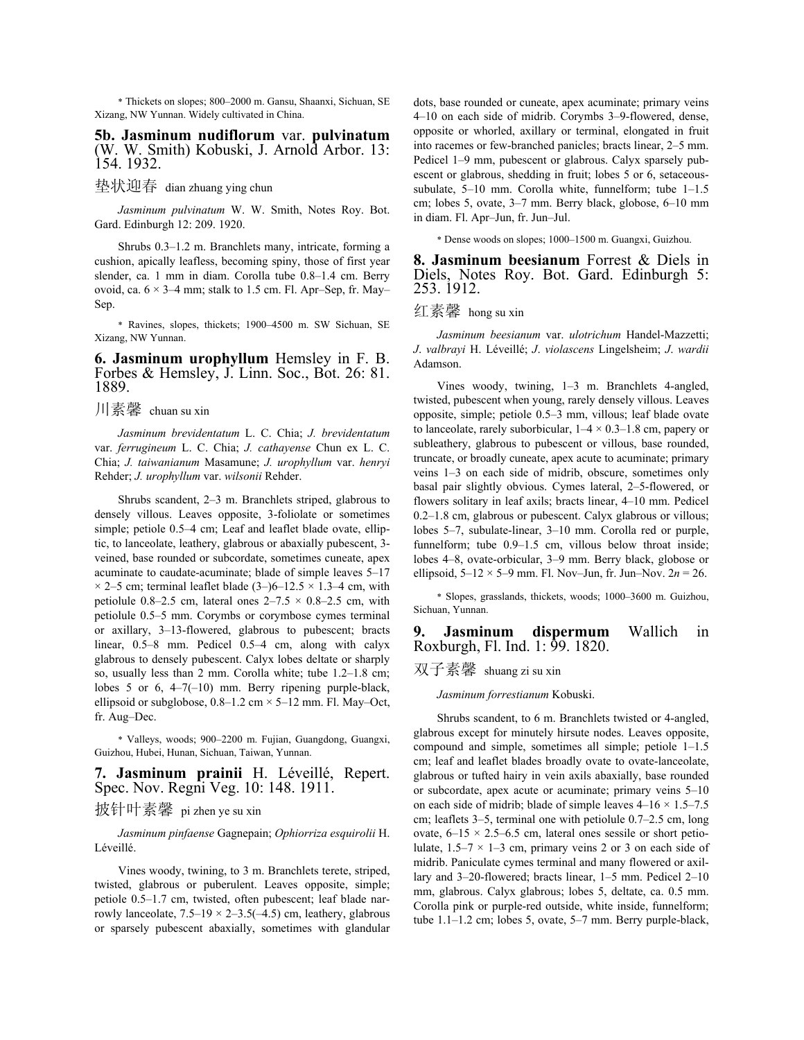* Thickets on slopes; 800–2000 m. Gansu, Shaanxi, Sichuan, SE Xizang, NW Yunnan. Widely cultivated in China.

## 5b. Jasminum nudiflorum var. pulvinatum (W. W. Smith) Kobuski, J. Arnold Arbor. 13: 154. 1932.

垫状迎春 dian zhuang ying chun

*Jasminum pulvinatum* W. W. Smith, Notes Roy. Bot. Gard. Edinburgh 12: 209. 1920.

Shrubs 0.3–1.2 m. Branchlets many, intricate, forming a cushion, apically leafless, becoming spiny, those of first year slender, ca. 1 mm in diam. Corolla tube 0.8–1.4 cm. Berry ovoid, ca. 6 × 3–4 mm; stalk to 1.5 cm. Fl. Apr–Sep, fr. May–Sep.

* Ravines, slopes, thickets; 1900–4500 m. SW Sichuan, SE Xizang, NW Yunnan.

## 6. Jasminum urophyllum Hemsley in F. B. Forbes & Hemsley, J. Linn. Soc., Bot. 26: 81. 1889.

川素馨 chuan su xin

*Jasminum brevidentatum* L. C. Chia; *J. brevidentatum* var. *ferrugineum* L. C. Chia; *J. cathayense* Chun ex L. C. Chia; *J. taiwanianum* Masamune; *J. urophyllum* var. *henryi* Rehder; *J. urophyllum* var. *wilsonii* Rehder.

Shrubs scandent, 2–3 m. Branchlets striped, glabrous to densely villous. Leaves opposite, 3-foliolate or sometimes simple; petiole 0.5–4 cm; Leaf and leaflet blade ovate, elliptic, to lanceolate, leathery, glabrous or abaxially pubescent, 3-veined, base rounded or subcordate, sometimes cuneate, apex acuminate to caudate-acuminate; blade of simple leaves 5–17 × 2–5 cm; terminal leaflet blade (3–)6–12.5 × 1.3–4 cm, with petiolule 0.8–2.5 cm, lateral ones 2–7.5 × 0.8–2.5 cm, with petiolule 0.5–5 mm. Corymbs or corymbose cymes terminal or axillary, 3–13-flowered, glabrous to pubescent; bracts linear, 0.5–8 mm. Pedicel 0.5–4 cm, along with calyx glabrous to densely pubescent. Calyx lobes deltate or sharply so, usually less than 2 mm. Corolla white; tube 1.2–1.8 cm; lobes 5 or 6, 4–7(–10) mm. Berry ripening purple-black, ellipsoid or subglobose, 0.8–1.2 cm × 5–12 mm. Fl. May–Oct, fr. Aug–Dec.

* Valleys, woods; 900–2200 m. Fujian, Guangdong, Guangxi, Guizhou, Hubei, Hunan, Sichuan, Taiwan, Yunnan.

## 7. Jasminum prainii H. Léveillé, Repert. Spec. Nov. Regni Veg. 10: 148. 1911.

披针叶素馨 pi zhen ye su xin

*Jasminum pinfaense* Gagnepain; *Ophiorriza esquirolii* H. Léveillé.

Vines woody, twining, to 3 m. Branchlets terete, striped, twisted, glabrous or puberulent. Leaves opposite, simple; petiole 0.5–1.7 cm, twisted, often pubescent; leaf blade narrowly lanceolate, 7.5–19 × 2–3.5(–4.5) cm, leathery, glabrous or sparsely pubescent abaxially, sometimes with glandular dots, base rounded or cuneate, apex acuminate; primary veins 4–10 on each side of midrib. Corymbs 3–9-flowered, dense, opposite or whorled, axillary or terminal, elongated in fruit into racemes or few-branched panicles; bracts linear, 2–5 mm. Pedicel 1–9 mm, pubescent or glabrous. Calyx sparsely pubescent or glabrous, shedding in fruit; lobes 5 or 6, setaceous-subulate, 5–10 mm. Corolla white, funnelform; tube 1–1.5 cm; lobes 5, ovate, 3–7 mm. Berry black, globose, 6–10 mm in diam. Fl. Apr–Jun, fr. Jun–Jul.

* Dense woods on slopes; 1000–1500 m. Guangxi, Guizhou.

## 8. Jasminum beesianum Forrest & Diels in Diels, Notes Roy. Bot. Gard. Edinburgh 5: 253. 1912.

红素馨 hong su xin

*Jasminum beesianum* var. *ulotrichum* Handel-Mazzetti; *J. valbrayi* H. Léveillé; *J. violascens* Lingelsheim; *J. wardii* Adamson.

Vines woody, twining, 1–3 m. Branchlets 4-angled, twisted, pubescent when young, rarely densely villous. Leaves opposite, simple; petiole 0.5–3 mm, villous; leaf blade ovate to lanceolate, rarely suborbicular, 1–4 × 0.3–1.8 cm, papery or subleathery, glabrous to pubescent or villous, base rounded, truncate, or broadly cuneate, apex acute to acuminate; primary veins 1–3 on each side of midrib, obscure, sometimes only basal pair slightly obvious. Cymes lateral, 2–5-flowered, or flowers solitary in leaf axils; bracts linear, 4–10 mm. Pedicel 0.2–1.8 cm, glabrous or pubescent. Calyx glabrous or villous; lobes 5–7, subulate-linear, 3–10 mm. Corolla red or purple, funnelform; tube 0.9–1.5 cm, villous below throat inside; lobes 4–8, ovate-orbicular, 3–9 mm. Berry black, globose or ellipsoid, 5–12 × 5–9 mm. Fl. Nov–Jun, fr. Jun–Nov. $2n = 26$.

* Slopes, grasslands, thickets, woods; 1000–3600 m. Guizhou, Sichuan, Yunnan.

## 9. Jasminum dispermum Wallich in Roxburgh, Fl. Ind. 1: 99. 1820.

双子素馨 shuang zi su xin

*Jasminum forrestianum* Kobuski.

Shrubs scandent, to 6 m. Branchlets twisted or 4-angled, glabrous except for minutely hirsute nodes. Leaves opposite, compound and simple, sometimes all simple; petiole 1–1.5 cm; leaf and leaflet blades broadly ovate to ovate-lanceolate, glabrous or tufted hairy in vein axils abaxially, base rounded or subcordate, apex acute or acuminate; primary veins 5–10 on each side of midrib; blade of simple leaves 4–16 × 1.5–7.5 cm; leaflets 3–5, terminal one with petiolule 0.7–2.5 cm, long ovate, 6–15 × 2.5–6.5 cm, lateral ones sessile or short petiolulate, 1.5–7 × 1–3 cm, primary veins 2 or 3 on each side of midrib. Paniculate cymes terminal and many flowered or axillary and 3–20-flowered; bracts linear, 1–5 mm. Pedicel 2–10 mm, glabrous. Calyx glabrous; lobes 5, deltate, ca. 0.5 mm. Corolla pink or purple-red outside, white inside, funnelform; tube 1.1–1.2 cm; lobes 5, ovate, 5–7 mm. Berry purple-black,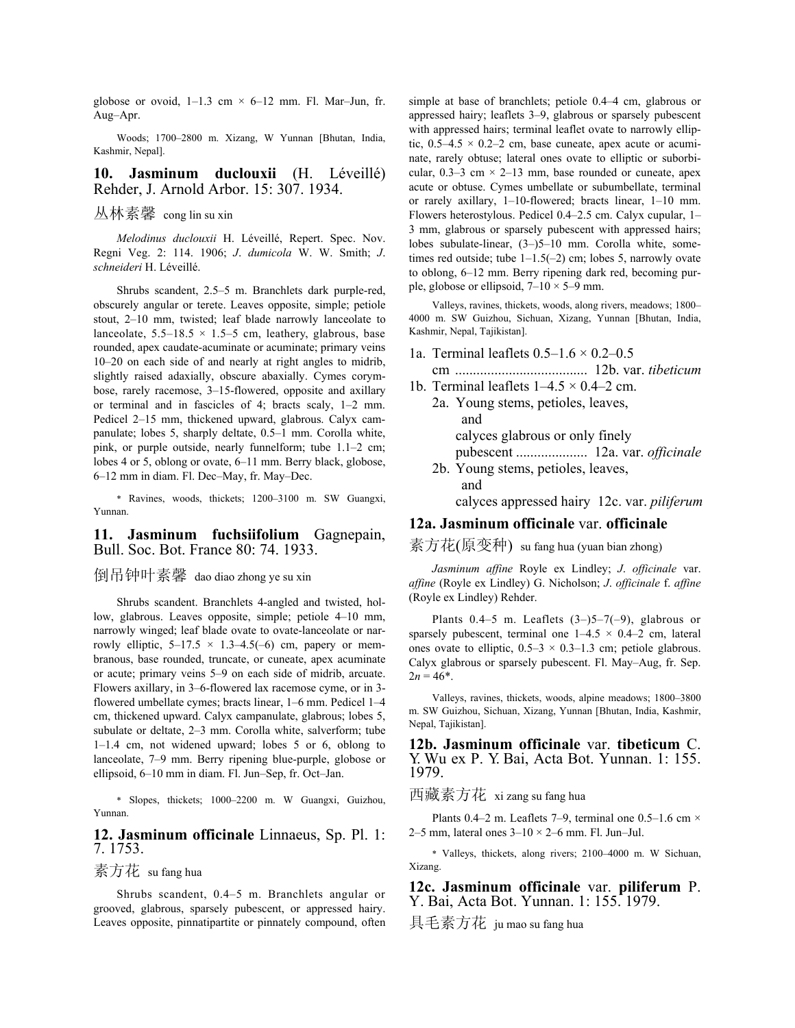globose or ovoid, 1–1.3 cm × 6–12 mm. Fl. Mar–Jun, fr. Aug–Apr.

Woods; 1700–2800 m. Xizang, W Yunnan [Bhutan, India, Kashmir, Nepal].

## 10. Jasminum duclouxii (H. Léveillé) Rehder, J. Arnold Arbor. 15: 307. 1934.

丛林素馨 cong lin su xin

*Melodinus duclouxii* H. Léveillé, Repert. Spec. Nov. Regni Veg. 2: 114. 1906; *J. dumicola* W. W. Smith; *J. schneideri* H. Léveillé.

Shrubs scandent, 2.5–5 m. Branchlets dark purple-red, obscurely angular or terete. Leaves opposite, simple; petiole stout, 2–10 mm, twisted; leaf blade narrowly lanceolate to lanceolate, 5.5–18.5 × 1.5–5 cm, leathery, glabrous, base rounded, apex caudate-acuminate or acuminate; primary veins 10–20 on each side of and nearly at right angles to midrib, slightly raised adaxially, obscure abaxially. Cymes corymbose, rarely racemose, 3–15-flowered, opposite and axillary or terminal and in fascicles of 4; bracts scaly, 1–2 mm. Pedicel 2–15 mm, thickened upward, glabrous. Calyx campanulate; lobes 5, sharply deltate, 0.5–1 mm. Corolla white, pink, or purple outside, nearly funnelform; tube 1.1–2 cm; lobes 4 or 5, oblong or ovate, 6–11 mm. Berry black, globose, 6–12 mm in diam. Fl. Dec–May, fr. May–Dec.

* Ravines, woods, thickets; 1200–3100 m. SW Guangxi, Yunnan.

## 11. Jasminum fuchsiifolium Gagnepain, Bull. Soc. Bot. France 80: 74. 1933.

倒吊钟叶素馨 dao diao zhong ye su xin

Shrubs scandent. Branchlets 4-angled and twisted, hollow, glabrous. Leaves opposite, simple; petiole 4–10 mm, narrowly winged; leaf blade ovate to ovate-lanceolate or narrowly elliptic, 5–17.5 × 1.3–4.5(–6) cm, papery or membranous, base rounded, truncate, or cuneate, apex acuminate or acute; primary veins 5–9 on each side of midrib, arcuate. Flowers axillary, in 3–6-flowered lax racemose cyme, or in 3-flowered umbellate cymes; bracts linear, 1–6 mm. Pedicel 1–4 cm, thickened upward. Calyx campanulate, glabrous; lobes 5, subulate or deltate, 2–3 mm. Corolla white, salverform; tube 1–1.4 cm, not widened upward; lobes 5 or 6, oblong to lanceolate, 7–9 mm. Berry ripening blue-purple, globose or ellipsoid, 6–10 mm in diam. Fl. Jun–Sep, fr. Oct–Jan.

* Slopes, thickets; 1000–2200 m. W Guangxi, Guizhou, Yunnan.

## 12. Jasminum officinale Linnaeus, Sp. Pl. 1: 7. 1753.

素方花 su fang hua

Shrubs scandent, 0.4–5 m. Branchlets angular or grooved, glabrous, sparsely pubescent, or appressed hairy. Leaves opposite, pinnatipartite or pinnately compound, often simple at base of branchlets; petiole 0.4–4 cm, glabrous or appressed hairy; leaflets 3–9, glabrous or sparsely pubescent with appressed hairs; terminal leaflet ovate to narrowly elliptic, 0.5–4.5 × 0.2–2 cm, base cuneate, apex acute or acuminate, rarely obtuse; lateral ones ovate to elliptic or suborbicular, 0.3–3 cm × 2–13 mm, base rounded or cuneate, apex acute or obtuse. Cymes umbellate or subumbellate, terminal or rarely axillary, 1–10-flowered; bracts linear, 1–10 mm. Flowers heterostylous. Pedicel 0.4–2.5 cm. Calyx cupular, 1–3 mm, glabrous or sparsely pubescent with appressed hairs; lobes subulate-linear, (3–)5–10 mm. Corolla white, sometimes red outside; tube 1–1.5(–2) cm; lobes 5, narrowly ovate to oblong, 6–12 mm. Berry ripening dark red, becoming purple, globose or ellipsoid, 7–10 × 5–9 mm.

Valleys, ravines, thickets, woods, along rivers, meadows; 1800–4000 m. SW Guizhou, Sichuan, Xizang, Yunnan [Bhutan, India, Kashmir, Nepal, Tajikistan].

1a. Terminal leaflets 0.5–1.6 × 0.2–0.5 cm .................................... 12b. var. *tibeticum*
1b. Terminal leaflets 1–4.5 × 0.4–2 cm.
  2a. Young stems, petioles, leaves, and calyces glabrous or only finely pubescent .................... 12a. var. *officinale*
  2b. Young stems, petioles, leaves, and calyces appressed hairy 12c. var. *piliferum*

### 12a. Jasminum officinale var. officinale

素方花(原变种) su fang hua (yuan bian zhong)

*Jasminum affine* Royle ex Lindley; *J. officinale* var. *affine* (Royle ex Lindley) G. Nicholson; *J. officinale* f. *affine* (Royle ex Lindley) Rehder.

Plants 0.4–5 m. Leaflets (3–)5–7(–9), glabrous or sparsely pubescent, terminal one 1–4.5 × 0.4–2 cm, lateral ones ovate to elliptic, 0.5–3 × 0.3–1.3 cm; petiole glabrous. Calyx glabrous or sparsely pubescent. Fl. May–Aug, fr. Sep. $2n = 46$*.

Valleys, ravines, thickets, woods, alpine meadows; 1800–3800 m. SW Guizhou, Sichuan, Xizang, Yunnan [Bhutan, India, Kashmir, Nepal, Tajikistan].

### 12b. Jasminum officinale var. tibeticum C. Y. Wu ex P. Y. Bai, Acta Bot. Yunnan. 1: 155. 1979.

西藏素方花 xi zang su fang hua

Plants 0.4–2 m. Leaflets 7–9, terminal one 0.5–1.6 cm × 2–5 mm, lateral ones 3–10 × 2–6 mm. Fl. Jun–Jul.

* Valleys, thickets, along rivers; 2100–4000 m. W Sichuan, Xizang.

### 12c. Jasminum officinale var. piliferum P. Y. Bai, Acta Bot. Yunnan. 1: 155. 1979.

具毛素方花 ju mao su fang hua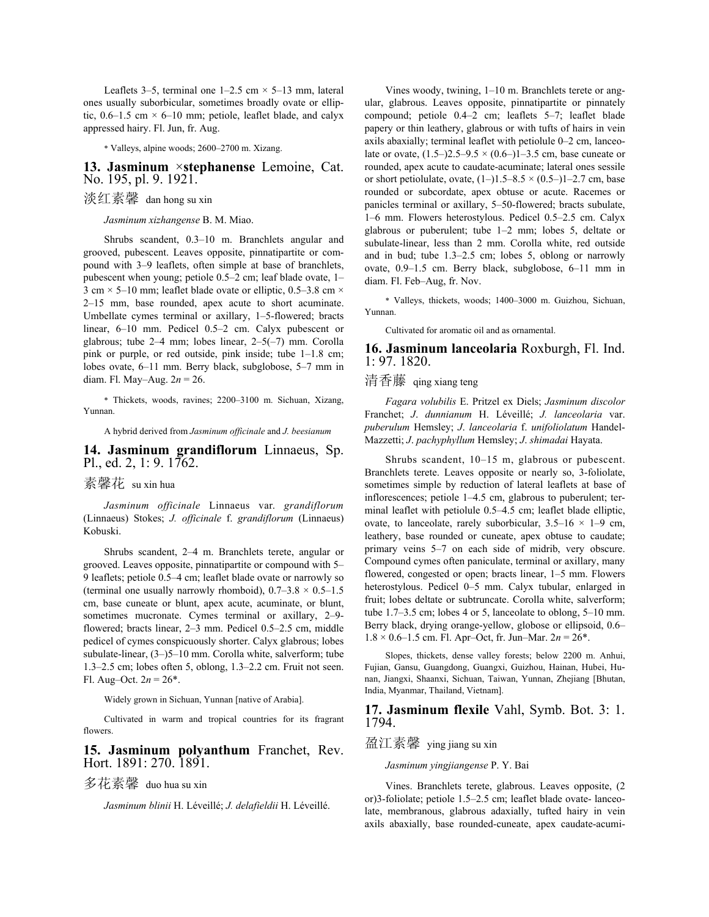Leaflets 3–5, terminal one 1–2.5 cm × 5–13 mm, lateral ones usually suborbicular, sometimes broadly ovate or elliptic, 0.6–1.5 cm × 6–10 mm; petiole, leaflet blade, and calyx appressed hairy. Fl. Jun, fr. Aug.

* Valleys, alpine woods; 2600–2700 m. Xizang.

## 13. Jasminum ×stephanense Lemoine, Cat. No. 195, pl. 9. 1921.

淡红素馨 dan hong su xin

*Jasminum xizhangense* B. M. Miao.

Shrubs scandent, 0.3–10 m. Branchlets angular and grooved, pubescent. Leaves opposite, pinnatipartite or compound with 3–9 leaflets, often simple at base of branchlets, pubescent when young; petiole 0.5–2 cm; leaf blade ovate, 1–3 cm × 5–10 mm; leaflet blade ovate or elliptic, 0.5–3.8 cm × 2–15 mm, base rounded, apex acute to short acuminate. Umbellate cymes terminal or axillary, 1–5-flowered; bracts linear, 6–10 mm. Pedicel 0.5–2 cm. Calyx pubescent or glabrous; tube 2–4 mm; lobes linear, 2–5(–7) mm. Corolla pink or purple, or red outside, pink inside; tube 1–1.8 cm; lobes ovate, 6–11 mm. Berry black, subglobose, 5–7 mm in diam. Fl. May–Aug. 2*n* = 26.

* Thickets, woods, ravines; 2200–3100 m. Sichuan, Xizang, Yunnan.

A hybrid derived from *Jasminum officinale* and *J. beesianum*

## 14. Jasminum grandiflorum Linnaeus, Sp. Pl., ed. 2, 1: 9. 1762.

素馨花 su xin hua

*Jasminum officinale* Linnaeus var. *grandiflorum* (Linnaeus) Stokes; *J. officinale* f. *grandiflorum* (Linnaeus) Kobuski.

Shrubs scandent, 2–4 m. Branchlets terete, angular or grooved. Leaves opposite, pinnatipartite or compound with 5–9 leaflets; petiole 0.5–4 cm; leaflet blade ovate or narrowly so (terminal one usually narrowly rhomboid), 0.7–3.8 × 0.5–1.5 cm, base cuneate or blunt, apex acute, acuminate, or blunt, sometimes mucronate. Cymes terminal or axillary, 2–9-flowered; bracts linear, 2–3 mm. Pedicel 0.5–2.5 cm, middle pedicel of cymes conspicuously shorter. Calyx glabrous; lobes subulate-linear, (3–)5–10 mm. Corolla white, salverform; tube 1.3–2.5 cm; lobes often 5, oblong, 1.3–2.2 cm. Fruit not seen. Fl. Aug–Oct. 2*n* = 26*.

Widely grown in Sichuan, Yunnan [native of Arabia].

Cultivated in warm and tropical countries for its fragrant flowers.

## 15. Jasminum polyanthum Franchet, Rev. Hort. 1891: 270. 1891.

多花素馨 duo hua su xin

*Jasminum blinii* H. Léveillé; *J. delafieldii* H. Léveillé.

Vines woody, twining, 1–10 m. Branchlets terete or angular, glabrous. Leaves opposite, pinnatipartite or pinnately compound; petiole 0.4–2 cm; leaflets 5–7; leaflet blade papery or thin leathery, glabrous or with tufts of hairs in vein axils abaxially; terminal leaflet with petiolule 0–2 cm, lanceolate or ovate, (1.5–)2.5–9.5 × (0.6–)1–3.5 cm, base cuneate or rounded, apex acute to caudate-acuminate; lateral ones sessile or short petiolulate, ovate, (1–)1.5–8.5 × (0.5–)1–2.7 cm, base rounded or subcordate, apex obtuse or acute. Racemes or panicles terminal or axillary, 5–50-flowered; bracts subulate, 1–6 mm. Flowers heterostylous. Pedicel 0.5–2.5 cm. Calyx glabrous or puberulent; tube 1–2 mm; lobes 5, deltate or subulate-linear, less than 2 mm. Corolla white, red outside and in bud; tube 1.3–2.5 cm; lobes 5, oblong or narrowly ovate, 0.9–1.5 cm. Berry black, subglobose, 6–11 mm in diam. Fl. Feb–Aug, fr. Nov.

* Valleys, thickets, woods; 1400–3000 m. Guizhou, Sichuan, Yunnan.

Cultivated for aromatic oil and as ornamental.

## 16. Jasminum lanceolaria Roxburgh, Fl. Ind. 1: 97. 1820.

清香藤 qing xiang teng

*Fagara volubilis* E. Pritzel ex Diels; *Jasminum discolor* Franchet; *J. dunnianum* H. Léveillé; *J. lanceolaria* var. *puberulum* Hemsley; *J. lanceolaria* f. *unifoliolatum* Handel-Mazzetti; *J. pachyphyllum* Hemsley; *J. shimadai* Hayata.

Shrubs scandent, 10–15 m, glabrous or pubescent. Branchlets terete. Leaves opposite or nearly so, 3-foliolate, sometimes simple by reduction of lateral leaflets at base of inflorescences; petiole 1–4.5 cm, glabrous to puberulent; terminal leaflet with petiolule 0.5–4.5 cm; leaflet blade elliptic, ovate, to lanceolate, rarely suborbicular, 3.5–16 × 1–9 cm, leathery, base rounded or cuneate, apex obtuse to caudate; primary veins 5–7 on each side of midrib, very obscure. Compound cymes often paniculate, terminal or axillary, many flowered, congested or open; bracts linear, 1–5 mm. Flowers heterostylous. Pedicel 0–5 mm. Calyx tubular, enlarged in fruit; lobes deltate or subtruncate. Corolla white, salverform; tube 1.7–3.5 cm; lobes 4 or 5, lanceolate to oblong, 5–10 mm. Berry black, drying orange-yellow, globose or ellipsoid, 0.6–1.8 × 0.6–1.5 cm. Fl. Apr–Oct, fr. Jun–Mar. 2*n* = 26*.

Slopes, thickets, dense valley forests; below 2200 m. Anhui, Fujian, Gansu, Guangdong, Guangxi, Guizhou, Hainan, Hubei, Hunan, Jiangxi, Shaanxi, Sichuan, Taiwan, Yunnan, Zhejiang [Bhutan, India, Myanmar, Thailand, Vietnam].

## 17. Jasminum flexile Vahl, Symb. Bot. 3: 1. 1794.

盈江素馨 ying jiang su xin

*Jasminum yingjiangense* P. Y. Bai

Vines. Branchlets terete, glabrous. Leaves opposite, (2 or)3-foliolate; petiole 1.5–2.5 cm; leaflet blade ovate- lanceolate, membranous, glabrous adaxially, tufted hairy in vein axils abaxially, base rounded-cuneate, apex caudate-acumi-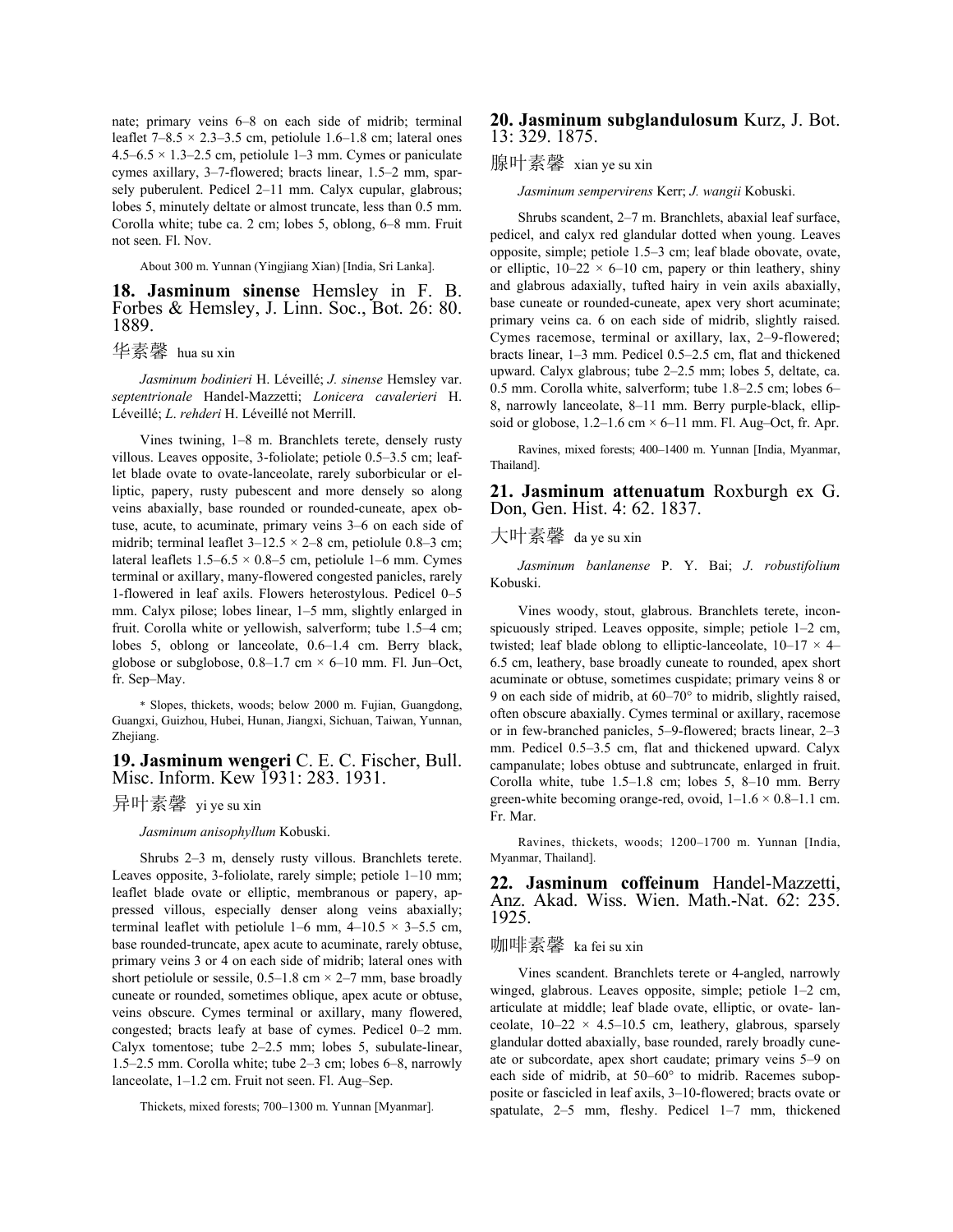nate; primary veins 6–8 on each side of midrib; terminal leaflet 7–8.5 × 2.3–3.5 cm, petiolule 1.6–1.8 cm; lateral ones 4.5–6.5 × 1.3–2.5 cm, petiolule 1–3 mm. Cymes or paniculate cymes axillary, 3–7-flowered; bracts linear, 1.5–2 mm, sparsely puberulent. Pedicel 2–11 mm. Calyx cupular, glabrous; lobes 5, minutely deltate or almost truncate, less than 0.5 mm. Corolla white; tube ca. 2 cm; lobes 5, oblong, 6–8 mm. Fruit not seen. Fl. Nov.

About 300 m. Yunnan (Yingjiang Xian) [India, Sri Lanka].

## 18. Jasminum sinense Hemsley in F. B. Forbes & Hemsley, J. Linn. Soc., Bot. 26: 80. 1889.

华素馨 hua su xin

*Jasminum bodinieri* H. Léveillé; *J. sinense* Hemsley var. *septentrionale* Handel-Mazzetti; *Lonicera cavalerieri* H. Léveillé; *L. rehderi* H. Léveillé not Merrill.

Vines twining, 1–8 m. Branchlets terete, densely rusty villous. Leaves opposite, 3-foliolate; petiole 0.5–3.5 cm; leaflet blade ovate to ovate-lanceolate, rarely suborbicular or elliptic, papery, rusty pubescent and more densely so along veins abaxially, base rounded or rounded-cuneate, apex obtuse, acute, to acuminate, primary veins 3–6 on each side of midrib; terminal leaflet 3–12.5 × 2–8 cm, petiolule 0.8–3 cm; lateral leaflets 1.5–6.5 × 0.8–5 cm, petiolule 1–6 mm. Cymes terminal or axillary, many-flowered congested panicles, rarely 1-flowered in leaf axils. Flowers heterostylous. Pedicel 0–5 mm. Calyx pilose; lobes linear, 1–5 mm, slightly enlarged in fruit. Corolla white or yellowish, salverform; tube 1.5–4 cm; lobes 5, oblong or lanceolate, 0.6–1.4 cm. Berry black, globose or subglobose, 0.8–1.7 cm × 6–10 mm. Fl. Jun–Oct, fr. Sep–May.

* Slopes, thickets, woods; below 2000 m. Fujian, Guangdong, Guangxi, Guizhou, Hubei, Hunan, Jiangxi, Sichuan, Taiwan, Yunnan, Zhejiang.

## 19. Jasminum wengeri C. E. C. Fischer, Bull. Misc. Inform. Kew 1931: 283. 1931.

异叶素馨 yi ye su xin

*Jasminum anisophyllum* Kobuski.

Shrubs 2–3 m, densely rusty villous. Branchlets terete. Leaves opposite, 3-foliolate, rarely simple; petiole 1–10 mm; leaflet blade ovate or elliptic, membranous or papery, appressed villous, especially denser along veins abaxially; terminal leaflet with petiolule 1–6 mm, 4–10.5 × 3–5.5 cm, base rounded-truncate, apex acute to acuminate, rarely obtuse, primary veins 3 or 4 on each side of midrib; lateral ones with short petiolule or sessile, 0.5–1.8 cm × 2–7 mm, base broadly cuneate or rounded, sometimes oblique, apex acute or obtuse, veins obscure. Cymes terminal or axillary, many flowered, congested; bracts leafy at base of cymes. Pedicel 0–2 mm. Calyx tomentose; tube 2–2.5 mm; lobes 5, subulate-linear, 1.5–2.5 mm. Corolla white; tube 2–3 cm; lobes 6–8, narrowly lanceolate, 1–1.2 cm. Fruit not seen. Fl. Aug–Sep.

Thickets, mixed forests; 700–1300 m. Yunnan [Myanmar].

## 20. Jasminum subglandulosum Kurz, J. Bot. 13: 329. 1875.

腺叶素馨 xian ye su xin

*Jasminum sempervirens* Kerr; *J. wangii* Kobuski.

Shrubs scandent, 2–7 m. Branchlets, abaxial leaf surface, pedicel, and calyx red glandular dotted when young. Leaves opposite, simple; petiole 1.5–3 cm; leaf blade obovate, ovate, or elliptic, 10–22 × 6–10 cm, papery or thin leathery, shiny and glabrous adaxially, tufted hairy in vein axils abaxially, base cuneate or rounded-cuneate, apex very short acuminate; primary veins ca. 6 on each side of midrib, slightly raised. Cymes racemose, terminal or axillary, lax, 2–9-flowered; bracts linear, 1–3 mm. Pedicel 0.5–2.5 cm, flat and thickened upward. Calyx glabrous; tube 2–2.5 mm; lobes 5, deltate, ca. 0.5 mm. Corolla white, salverform; tube 1.8–2.5 cm; lobes 6–8, narrowly lanceolate, 8–11 mm. Berry purple-black, ellipsoid or globose, 1.2–1.6 cm × 6–11 mm. Fl. Aug–Oct, fr. Apr.

Ravines, mixed forests; 400–1400 m. Yunnan [India, Myanmar, Thailand].

## 21. Jasminum attenuatum Roxburgh ex G. Don, Gen. Hist. 4: 62. 1837.

大叶素馨 da ye su xin

*Jasminum banlanense* P. Y. Bai; *J. robustifolium* Kobuski.

Vines woody, stout, glabrous. Branchlets terete, inconspicuously striped. Leaves opposite, simple; petiole 1–2 cm, twisted; leaf blade oblong to elliptic-lanceolate, 10–17 × 4–6.5 cm, leathery, base broadly cuneate to rounded, apex short acuminate or obtuse, sometimes cuspidate; primary veins 8 or 9 on each side of midrib, at 60–70° to midrib, slightly raised, often obscure abaxially. Cymes terminal or axillary, racemose or in few-branched panicles, 5–9-flowered; bracts linear, 2–3 mm. Pedicel 0.5–3.5 cm, flat and thickened upward. Calyx campanulate; lobes obtuse and subtruncate, enlarged in fruit. Corolla white, tube 1.5–1.8 cm; lobes 5, 8–10 mm. Berry green-white becoming orange-red, ovoid, 1–1.6 × 0.8–1.1 cm. Fr. Mar.

Ravines, thickets, woods; 1200–1700 m. Yunnan [India, Myanmar, Thailand].

## 22. Jasminum coffeinum Handel-Mazzetti, Anz. Akad. Wiss. Wien. Math.-Nat. 62: 235. 1925.

咖啡素馨 ka fei su xin

Vines scandent. Branchlets terete or 4-angled, narrowly winged, glabrous. Leaves opposite, simple; petiole 1–2 cm, articulate at middle; leaf blade ovate, elliptic, or ovate- lanceolate, 10–22 × 4.5–10.5 cm, leathery, glabrous, sparsely glandular dotted abaxially, base rounded, rarely broadly cuneate or subcordate, apex short caudate; primary veins 5–9 on each side of midrib, at 50–60° to midrib. Racemes subopposite or fascicled in leaf axils, 3–10-flowered; bracts ovate or spatulate, 2–5 mm, fleshy. Pedicel 1–7 mm, thickened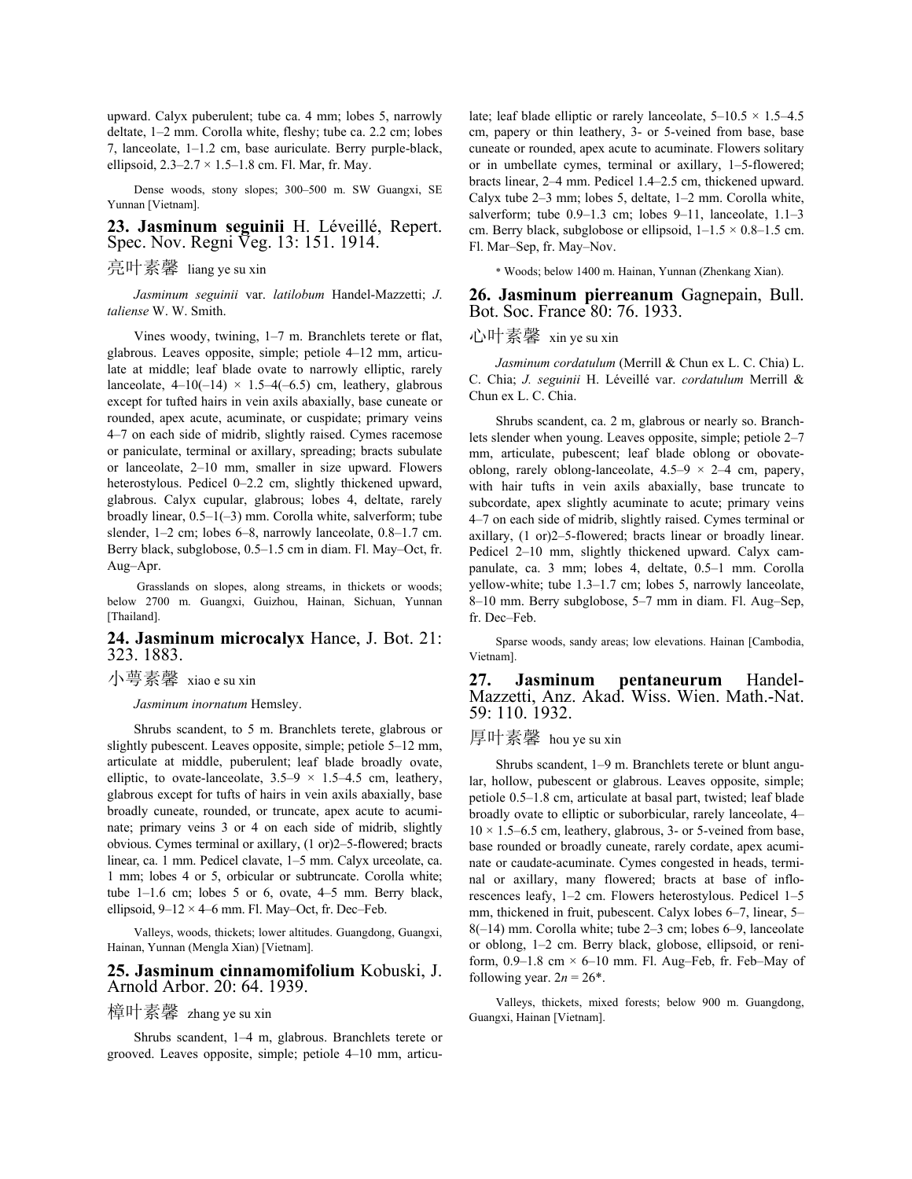upward. Calyx puberulent; tube ca. 4 mm; lobes 5, narrowly deltate, 1–2 mm. Corolla white, fleshy; tube ca. 2.2 cm; lobes 7, lanceolate, 1–1.2 cm, base auriculate. Berry purple-black, ellipsoid, 2.3–2.7 × 1.5–1.8 cm. Fl. Mar, fr. May.

Dense woods, stony slopes; 300–500 m. SW Guangxi, SE Yunnan [Vietnam].

## 23. Jasminum seguinii H. Léveillé, Repert. Spec. Nov. Regni Veg. 13: 151. 1914.

亮叶素馨 liang ye su xin

*Jasminum seguinii* var. *latilobum* Handel-Mazzetti; *J. taliense* W. W. Smith.

Vines woody, twining, 1–7 m. Branchlets terete or flat, glabrous. Leaves opposite, simple; petiole 4–12 mm, articulate at middle; leaf blade ovate to narrowly elliptic, rarely lanceolate, 4–10(–14) × 1.5–4(–6.5) cm, leathery, glabrous except for tufted hairs in vein axils abaxially, base cuneate or rounded, apex acute, acuminate, or cuspidate; primary veins 4–7 on each side of midrib, slightly raised. Cymes racemose or paniculate, terminal or axillary, spreading; bracts subulate or lanceolate, 2–10 mm, smaller in size upward. Flowers heterostylous. Pedicel 0–2.2 cm, slightly thickened upward, glabrous. Calyx cupular, glabrous; lobes 4, deltate, rarely broadly linear, 0.5–1(–3) mm. Corolla white, salverform; tube slender, 1–2 cm; lobes 6–8, narrowly lanceolate, 0.8–1.7 cm. Berry black, subglobose, 0.5–1.5 cm in diam. Fl. May–Oct, fr. Aug–Apr.

Grasslands on slopes, along streams, in thickets or woods; below 2700 m. Guangxi, Guizhou, Hainan, Sichuan, Yunnan [Thailand].

## 24. Jasminum microcalyx Hance, J. Bot. 21: 323. 1883.

小萼素馨 xiao e su xin

*Jasminum inornatum* Hemsley.

Shrubs scandent, to 5 m. Branchlets terete, glabrous or slightly pubescent. Leaves opposite, simple; petiole 5–12 mm, articulate at middle, puberulent; leaf blade broadly ovate, elliptic, to ovate-lanceolate, 3.5–9 × 1.5–4.5 cm, leathery, glabrous except for tufts of hairs in vein axils abaxially, base broadly cuneate, rounded, or truncate, apex acute to acuminate; primary veins 3 or 4 on each side of midrib, slightly obvious. Cymes terminal or axillary, (1 or)2–5-flowered; bracts linear, ca. 1 mm. Pedicel clavate, 1–5 mm. Calyx urceolate, ca. 1 mm; lobes 4 or 5, orbicular or subtruncate. Corolla white; tube 1–1.6 cm; lobes 5 or 6, ovate, 4–5 mm. Berry black, ellipsoid, 9–12 × 4–6 mm. Fl. May–Oct, fr. Dec–Feb.

Valleys, woods, thickets; lower altitudes. Guangdong, Guangxi, Hainan, Yunnan (Mengla Xian) [Vietnam].

## 25. Jasminum cinnamomifolium Kobuski, J. Arnold Arbor. 20: 64. 1939.

樟叶素馨 zhang ye su xin

Shrubs scandent, 1–4 m, glabrous. Branchlets terete or grooved. Leaves opposite, simple; petiole 4–10 mm, articulate; leaf blade elliptic or rarely lanceolate, 5–10.5 × 1.5–4.5 cm, papery or thin leathery, 3- or 5-veined from base, base cuneate or rounded, apex acute to acuminate. Flowers solitary or in umbellate cymes, terminal or axillary, 1–5-flowered; bracts linear, 2–4 mm. Pedicel 1.4–2.5 cm, thickened upward. Calyx tube 2–3 mm; lobes 5, deltate, 1–2 mm. Corolla white, salverform; tube 0.9–1.3 cm; lobes 9–11, lanceolate, 1.1–3 cm. Berry black, subglobose or ellipsoid, 1–1.5 × 0.8–1.5 cm. Fl. Mar–Sep, fr. May–Nov.

* Woods; below 1400 m. Hainan, Yunnan (Zhenkang Xian).

## 26. Jasminum pierreanum Gagnepain, Bull. Bot. Soc. France 80: 76. 1933.

心叶素馨 xin ye su xin

*Jasminum cordatulum* (Merrill & Chun ex L. C. Chia) L. C. Chia; *J. seguinii* H. Léveillé var. *cordatulum* Merrill & Chun ex L. C. Chia.

Shrubs scandent, ca. 2 m, glabrous or nearly so. Branchlets slender when young. Leaves opposite, simple; petiole 2–7 mm, articulate, pubescent; leaf blade oblong or obovate-oblong, rarely oblong-lanceolate, 4.5–9 × 2–4 cm, papery, with hair tufts in vein axils abaxially, base truncate to subcordate, apex slightly acuminate to acute; primary veins 4–7 on each side of midrib, slightly raised. Cymes terminal or axillary, (1 or)2–5-flowered; bracts linear or broadly linear. Pedicel 2–10 mm, slightly thickened upward. Calyx campanulate, ca. 3 mm; lobes 4, deltate, 0.5–1 mm. Corolla yellow-white; tube 1.3–1.7 cm; lobes 5, narrowly lanceolate, 8–10 mm. Berry subglobose, 5–7 mm in diam. Fl. Aug–Sep, fr. Dec–Feb.

Sparse woods, sandy areas; low elevations. Hainan [Cambodia, Vietnam].

## 27. Jasminum pentaneurum Handel-Mazzetti, Anz. Akad. Wiss. Wien. Math.-Nat. 59: 110. 1932.

厚叶素馨 hou ye su xin

Shrubs scandent, 1–9 m. Branchlets terete or blunt angular, hollow, pubescent or glabrous. Leaves opposite, simple; petiole 0.5–1.8 cm, articulate at basal part, twisted; leaf blade broadly ovate to elliptic or suborbicular, rarely lanceolate, 4–10 × 1.5–6.5 cm, leathery, glabrous, 3- or 5-veined from base, base rounded or broadly cuneate, rarely cordate, apex acuminate or caudate-acuminate. Cymes congested in heads, terminal or axillary, many flowered; bracts at base of inflorescences leafy, 1–2 cm. Flowers heterostylous. Pedicel 1–5 mm, thickened in fruit, pubescent. Calyx lobes 6–7, linear, 5–8(–14) mm. Corolla white; tube 2–3 cm; lobes 6–9, lanceolate or oblong, 1–2 cm. Berry black, globose, ellipsoid, or reniform, 0.9–1.8 cm × 6–10 mm. Fl. Aug–Feb, fr. Feb–May of following year. $2n = 26$*.

Valleys, thickets, mixed forests; below 900 m. Guangdong, Guangxi, Hainan [Vietnam].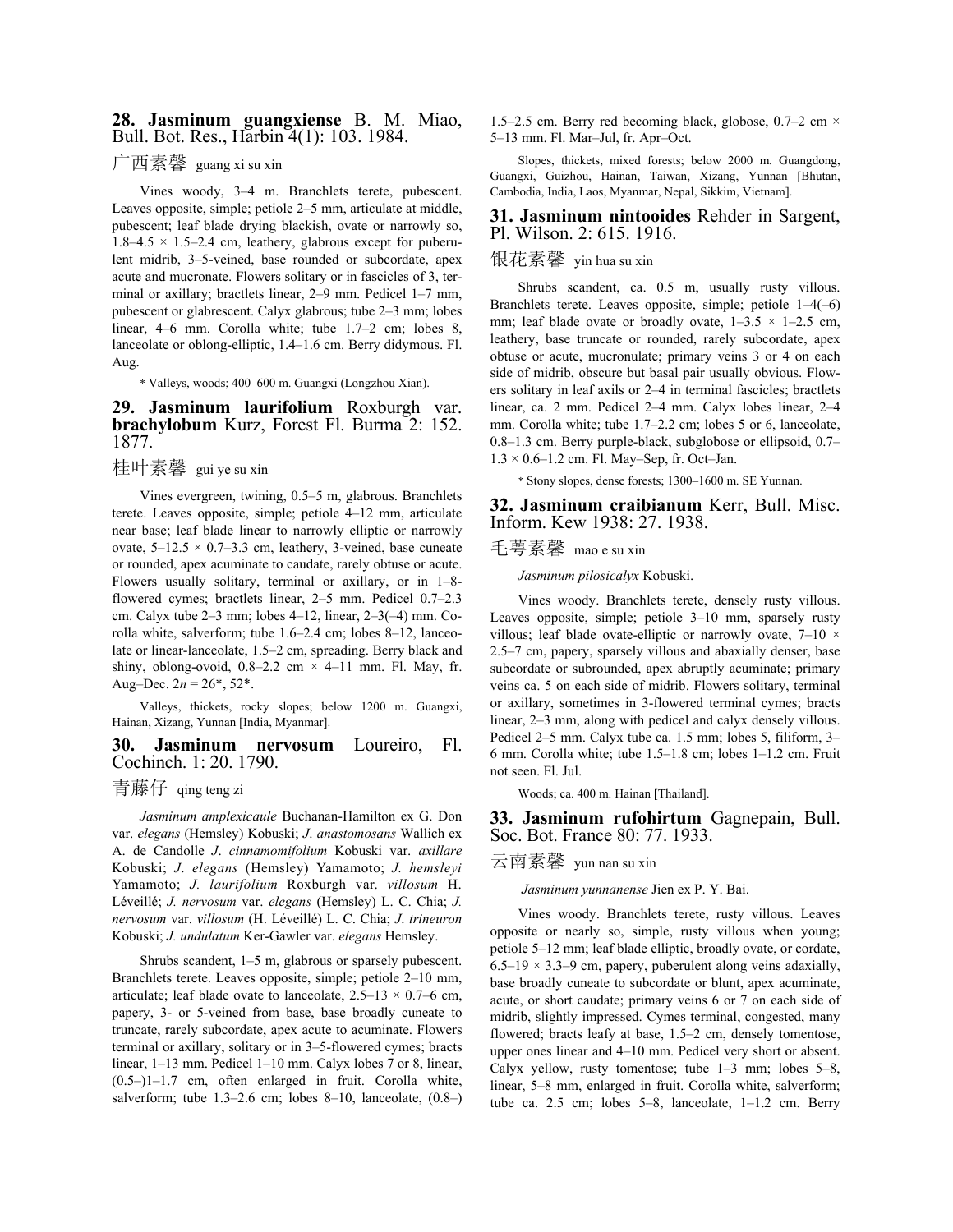## 28. Jasminum guangxiense B. M. Miao, Bull. Bot. Res., Harbin 4(1): 103. 1984.

广西素馨 guang xi su xin

Vines woody, 3–4 m. Branchlets terete, pubescent. Leaves opposite, simple; petiole 2–5 mm, articulate at middle, pubescent; leaf blade drying blackish, ovate or narrowly so, 1.8–4.5 × 1.5–2.4 cm, leathery, glabrous except for puberulent midrib, 3–5-veined, base rounded or subcordate, apex acute and mucronate. Flowers solitary or in fascicles of 3, terminal or axillary; bractlets linear, 2–9 mm. Pedicel 1–7 mm, pubescent or glabrescent. Calyx glabrous; tube 2–3 mm; lobes linear, 4–6 mm. Corolla white; tube 1.7–2 cm; lobes 8, lanceolate or oblong-elliptic, 1.4–1.6 cm. Berry didymous. Fl. Aug.

\* Valleys, woods; 400–600 m. Guangxi (Longzhou Xian).

## 29. Jasminum laurifolium Roxburgh var. brachylobum Kurz, Forest Fl. Burma 2: 152. 1877.

桂叶素馨 gui ye su xin

Vines evergreen, twining, 0.5–5 m, glabrous. Branchlets terete. Leaves opposite, simple; petiole 4–12 mm, articulate near base; leaf blade linear to narrowly elliptic or narrowly ovate, 5–12.5 × 0.7–3.3 cm, leathery, 3-veined, base cuneate or rounded, apex acuminate to caudate, rarely obtuse or acute. Flowers usually solitary, terminal or axillary, or in 1–8-flowered cymes; bractlets linear, 2–5 mm. Pedicel 0.7–2.3 cm. Calyx tube 2–3 mm; lobes 4–12, linear, 2–3(–4) mm. Corolla white, salverform; tube 1.6–2.4 cm; lobes 8–12, lanceolate or linear-lanceolate, 1.5–2 cm, spreading. Berry black and shiny, oblong-ovoid, 0.8–2.2 cm × 4–11 mm. Fl. May, fr. Aug–Dec. $2n$ = 26\*, 52\*.

Valleys, thickets, rocky slopes; below 1200 m. Guangxi, Hainan, Xizang, Yunnan [India, Myanmar].

## 30. Jasminum nervosum Loureiro, Fl. Cochinch. 1: 20. 1790.

青藤仔 qing teng zi

*Jasminum amplexicaule* Buchanan-Hamilton ex G. Don var. *elegans* (Hemsley) Kobuski; *J. anastomosans* Wallich ex A. de Candolle *J. cinnamomifolium* Kobuski var. *axillare* Kobuski; *J. elegans* (Hemsley) Yamamoto; *J. hemsleyi* Yamamoto; *J. laurifolium* Roxburgh var. *villosum* H. Léveillé; *J. nervosum* var. *elegans* (Hemsley) L. C. Chia; *J. nervosum* var. *villosum* (H. Léveillé) L. C. Chia; *J. trineuron* Kobuski; *J. undulatum* Ker-Gawler var. *elegans* Hemsley.

Shrubs scandent, 1–5 m, glabrous or sparsely pubescent. Branchlets terete. Leaves opposite, simple; petiole 2–10 mm, articulate; leaf blade ovate to lanceolate, 2.5–13 × 0.7–6 cm, papery, 3- or 5-veined from base, base broadly cuneate to truncate, rarely subcordate, apex acute to acuminate. Flowers terminal or axillary, solitary or in 3–5-flowered cymes; bracts linear, 1–13 mm. Pedicel 1–10 mm. Calyx lobes 7 or 8, linear, (0.5–)1–1.7 cm, often enlarged in fruit. Corolla white, salverform; tube 1.3–2.6 cm; lobes 8–10, lanceolate, (0.8–)1.5–2.5 cm. Berry red becoming black, globose, 0.7–2 cm × 5–13 mm. Fl. Mar–Jul, fr. Apr–Oct.

Slopes, thickets, mixed forests; below 2000 m. Guangdong, Guangxi, Guizhou, Hainan, Taiwan, Xizang, Yunnan [Bhutan, Cambodia, India, Laos, Myanmar, Nepal, Sikkim, Vietnam].

## 31. Jasminum nintooides Rehder in Sargent, Pl. Wilson. 2: 615. 1916.

银花素馨 yin hua su xin

Shrubs scandent, ca. 0.5 m, usually rusty villous. Branchlets terete. Leaves opposite, simple; petiole 1–4(–6) mm; leaf blade ovate or broadly ovate, 1–3.5 × 1–2.5 cm, leathery, base truncate or rounded, rarely subcordate, apex obtuse or acute, mucronulate; primary veins 3 or 4 on each side of midrib, obscure but basal pair usually obvious. Flowers solitary in leaf axils or 2–4 in terminal fascicles; bractlets linear, ca. 2 mm. Pedicel 2–4 mm. Calyx lobes linear, 2–4 mm. Corolla white; tube 1.7–2.2 cm; lobes 5 or 6, lanceolate, 0.8–1.3 cm. Berry purple-black, subglobose or ellipsoid, 0.7–1.3 × 0.6–1.2 cm. Fl. May–Sep, fr. Oct–Jan.

\* Stony slopes, dense forests; 1300–1600 m. SE Yunnan.

## 32. Jasminum craibianum Kerr, Bull. Misc. Inform. Kew 1938: 27. 1938.

毛萼素馨 mao e su xin

*Jasminum pilosicalyx* Kobuski.

Vines woody. Branchlets terete, densely rusty villous. Leaves opposite, simple; petiole 3–10 mm, sparsely rusty villous; leaf blade ovate-elliptic or narrowly ovate, 7–10 × 2.5–7 cm, papery, sparsely villous and abaxially denser, base subcordate or subrounded, apex abruptly acuminate; primary veins ca. 5 on each side of midrib. Flowers solitary, terminal or axillary, sometimes in 3-flowered terminal cymes; bracts linear, 2–3 mm, along with pedicel and calyx densely villous. Pedicel 2–5 mm. Calyx tube ca. 1.5 mm; lobes 5, filiform, 3–6 mm. Corolla white; tube 1.5–1.8 cm; lobes 1–1.2 cm. Fruit not seen. Fl. Jul.

Woods; ca. 400 m. Hainan [Thailand].

## 33. Jasminum rufohirtum Gagnepain, Bull. Soc. Bot. France 80: 77. 1933.

云南素馨 yun nan su xin

*Jasminum yunnanense* Jien ex P. Y. Bai.

Vines woody. Branchlets terete, rusty villous. Leaves opposite or nearly so, simple, rusty villous when young; petiole 5–12 mm; leaf blade elliptic, broadly ovate, or cordate, 6.5–19 × 3.3–9 cm, papery, puberulent along veins adaxially, base broadly cuneate to subcordate or blunt, apex acuminate, acute, or short caudate; primary veins 6 or 7 on each side of midrib, slightly impressed. Cymes terminal, congested, many flowered; bracts leafy at base, 1.5–2 cm, densely tomentose, upper ones linear and 4–10 mm. Pedicel very short or absent. Calyx yellow, rusty tomentose; tube 1–3 mm; lobes 5–8, linear, 5–8 mm, enlarged in fruit. Corolla white, salverform; tube ca. 2.5 cm; lobes 5–8, lanceolate, 1–1.2 cm. Berry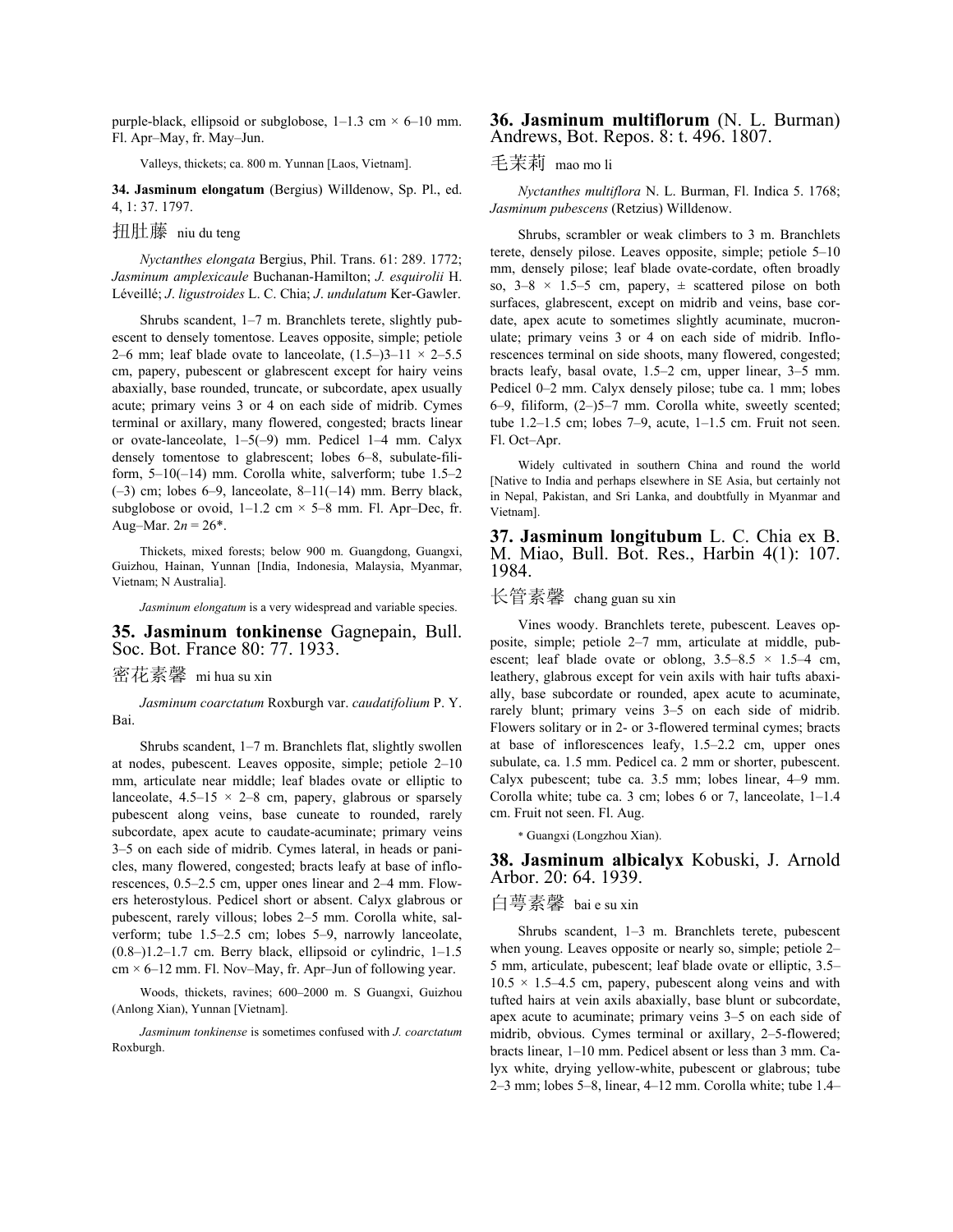purple-black, ellipsoid or subglobose, 1–1.3 cm × 6–10 mm. Fl. Apr–May, fr. May–Jun.

Valleys, thickets; ca. 800 m. Yunnan [Laos, Vietnam].

**34. Jasminum elongatum** (Bergius) Willdenow, Sp. Pl., ed. 4, 1: 37. 1797.

扭肚藤 niu du teng

*Nyctanthes elongata* Bergius, Phil. Trans. 61: 289. 1772; *Jasminum amplexicaule* Buchanan-Hamilton; *J. esquirolii* H. Léveillé; *J. ligustroides* L. C. Chia; *J. undulatum* Ker-Gawler.

Shrubs scandent, 1–7 m. Branchlets terete, slightly pubescent to densely tomentose. Leaves opposite, simple; petiole 2–6 mm; leaf blade ovate to lanceolate, (1.5–)3–11 × 2–5.5 cm, papery, pubescent or glabrescent except for hairy veins abaxially, base rounded, truncate, or subcordate, apex usually acute; primary veins 3 or 4 on each side of midrib. Cymes terminal or axillary, many flowered, congested; bracts linear or ovate-lanceolate, 1–5(–9) mm. Pedicel 1–4 mm. Calyx densely tomentose to glabrescent; lobes 6–8, subulate-filiform, 5–10(–14) mm. Corolla white, salverform; tube 1.5–2 (–3) cm; lobes 6–9, lanceolate, 8–11(–14) mm. Berry black, subglobose or ovoid, 1–1.2 cm × 5–8 mm. Fl. Apr–Dec, fr. Aug–Mar. $2n = 26$*.

Thickets, mixed forests; below 900 m. Guangdong, Guangxi, Guizhou, Hainan, Yunnan [India, Indonesia, Malaysia, Myanmar, Vietnam; N Australia].

*Jasminum elongatum* is a very widespread and variable species.

## 35. Jasminum tonkinense Gagnepain, Bull. Soc. Bot. France 80: 77. 1933.

密花素馨 mi hua su xin

*Jasminum coarctatum* Roxburgh var. *caudatifolium* P. Y. Bai.

Shrubs scandent, 1–7 m. Branchlets flat, slightly swollen at nodes, pubescent. Leaves opposite, simple; petiole 2–10 mm, articulate near middle; leaf blades ovate or elliptic to lanceolate, 4.5–15 × 2–8 cm, papery, glabrous or sparsely pubescent along veins, base cuneate to rounded, rarely subcordate, apex acute to caudate-acuminate; primary veins 3–5 on each side of midrib. Cymes lateral, in heads or panicles, many flowered, congested; bracts leafy at base of inflorescences, 0.5–2.5 cm, upper ones linear and 2–4 mm. Flowers heterostylous. Pedicel short or absent. Calyx glabrous or pubescent, rarely villous; lobes 2–5 mm. Corolla white, salverform; tube 1.5–2.5 cm; lobes 5–9, narrowly lanceolate, (0.8–)1.2–1.7 cm. Berry black, ellipsoid or cylindric, 1–1.5 cm × 6–12 mm. Fl. Nov–May, fr. Apr–Jun of following year.

Woods, thickets, ravines; 600–2000 m. S Guangxi, Guizhou (Anlong Xian), Yunnan [Vietnam].

*Jasminum tonkinense* is sometimes confused with *J. coarctatum* Roxburgh.

## 36. Jasminum multiflorum (N. L. Burman) Andrews, Bot. Repos. 8: t. 496. 1807.

毛茉莉 mao mo li

*Nyctanthes multiflora* N. L. Burman, Fl. Indica 5. 1768; *Jasminum pubescens* (Retzius) Willdenow.

Shrubs, scrambler or weak climbers to 3 m. Branchlets terete, densely pilose. Leaves opposite, simple; petiole 5–10 mm, densely pilose; leaf blade ovate-cordate, often broadly so, 3–8 × 1.5–5 cm, papery, ± scattered pilose on both surfaces, glabrescent, except on midrib and veins, base cordate, apex acute to sometimes slightly acuminate, mucronulate; primary veins 3 or 4 on each side of midrib. Inflorescences terminal on side shoots, many flowered, congested; bracts leafy, basal ovate, 1.5–2 cm, upper linear, 3–5 mm. Pedicel 0–2 mm. Calyx densely pilose; tube ca. 1 mm; lobes 6–9, filiform, (2–)5–7 mm. Corolla white, sweetly scented; tube 1.2–1.5 cm; lobes 7–9, acute, 1–1.5 cm. Fruit not seen. Fl. Oct–Apr.

Widely cultivated in southern China and round the world [Native to India and perhaps elsewhere in SE Asia, but certainly not in Nepal, Pakistan, and Sri Lanka, and doubtfully in Myanmar and Vietnam].

## 37. Jasminum longitubum L. C. Chia ex B. M. Miao, Bull. Bot. Res., Harbin 4(1): 107. 1984.

长管素馨 chang guan su xin

Vines woody. Branchlets terete, pubescent. Leaves opposite, simple; petiole 2–7 mm, articulate at middle, pubescent; leaf blade ovate or oblong, 3.5–8.5 × 1.5–4 cm, leathery, glabrous except for vein axils with hair tufts abaxially, base subcordate or rounded, apex acute to acuminate, rarely blunt; primary veins 3–5 on each side of midrib. Flowers solitary or in 2- or 3-flowered terminal cymes; bracts at base of inflorescences leafy, 1.5–2.2 cm, upper ones subulate, ca. 1.5 mm. Pedicel ca. 2 mm or shorter, pubescent. Calyx pubescent; tube ca. 3.5 mm; lobes linear, 4–9 mm. Corolla white; tube ca. 3 cm; lobes 6 or 7, lanceolate, 1–1.4 cm. Fruit not seen. Fl. Aug.

* Guangxi (Longzhou Xian).

## 38. Jasminum albicalyx Kobuski, J. Arnold Arbor. 20: 64. 1939.

白萼素馨 bai e su xin

Shrubs scandent, 1–3 m. Branchlets terete, pubescent when young. Leaves opposite or nearly so, simple; petiole 2–5 mm, articulate, pubescent; leaf blade ovate or elliptic, 3.5–10.5 × 1.5–4.5 cm, papery, pubescent along veins and with tufted hairs at vein axils abaxially, base blunt or subcordate, apex acute to acuminate; primary veins 3–5 on each side of midrib, obvious. Cymes terminal or axillary, 2–5-flowered; bracts linear, 1–10 mm. Pedicel absent or less than 3 mm. Calyx white, drying yellow-white, pubescent or glabrous; tube 2–3 mm; lobes 5–8, linear, 4–12 mm. Corolla white; tube 1.4–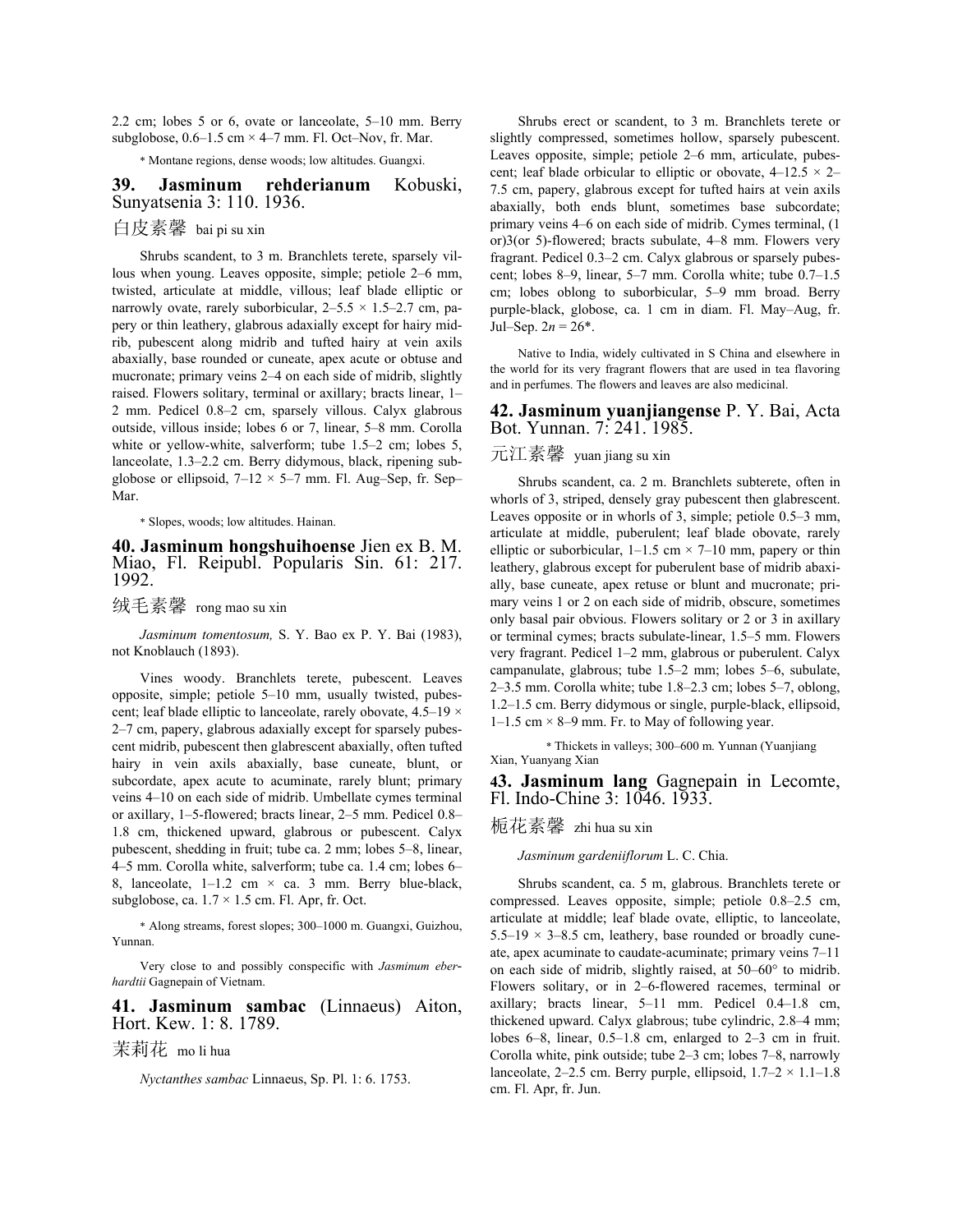2.2 cm; lobes 5 or 6, ovate or lanceolate, 5–10 mm. Berry subglobose, 0.6–1.5 cm × 4–7 mm. Fl. Oct–Nov, fr. Mar.

* Montane regions, dense woods; low altitudes. Guangxi.

## 39. Jasminum rehderianum Kobuski, Sunyatsenia 3: 110. 1936.

白皮素馨 bai pi su xin

Shrubs scandent, to 3 m. Branchlets terete, sparsely villous when young. Leaves opposite, simple; petiole 2–6 mm, twisted, articulate at middle, villous; leaf blade elliptic or narrowly ovate, rarely suborbicular, 2–5.5 × 1.5–2.7 cm, papery or thin leathery, glabrous adaxially except for hairy midrib, pubescent along midrib and tufted hairy at vein axils abaxially, base rounded or cuneate, apex acute or obtuse and mucronate; primary veins 2–4 on each side of midrib, slightly raised. Flowers solitary, terminal or axillary; bracts linear, 1–2 mm. Pedicel 0.8–2 cm, sparsely villous. Calyx glabrous outside, villous inside; lobes 6 or 7, linear, 5–8 mm. Corolla white or yellow-white, salverform; tube 1.5–2 cm; lobes 5, lanceolate, 1.3–2.2 cm. Berry didymous, black, ripening subglobose or ellipsoid, 7–12 × 5–7 mm. Fl. Aug–Sep, fr. Sep–Mar.

* Slopes, woods; low altitudes. Hainan.

## 40. Jasminum hongshuihoense Jien ex B. M. Miao, Fl. Reipubl. Popularis Sin. 61: 217. 1992.

绒毛素馨 rong mao su xin

*Jasminum tomentosum,* S. Y. Bao ex P. Y. Bai (1983), not Knoblauch (1893).

Vines woody. Branchlets terete, pubescent. Leaves opposite, simple; petiole 5–10 mm, usually twisted, pubescent; leaf blade elliptic to lanceolate, rarely obovate, 4.5–19 × 2–7 cm, papery, glabrous adaxially except for sparsely pubescent midrib, pubescent then glabrescent abaxially, often tufted hairy in vein axils abaxially, base cuneate, blunt, or subcordate, apex acute to acuminate, rarely blunt; primary veins 4–10 on each side of midrib. Umbellate cymes terminal or axillary, 1–5-flowered; bracts linear, 2–5 mm. Pedicel 0.8–1.8 cm, thickened upward, glabrous or pubescent. Calyx pubescent, shedding in fruit; tube ca. 2 mm; lobes 5–8, linear, 4–5 mm. Corolla white, salverform; tube ca. 1.4 cm; lobes 6–8, lanceolate, 1–1.2 cm × ca. 3 mm. Berry blue-black, subglobose, ca. 1.7 × 1.5 cm. Fl. Apr, fr. Oct.

* Along streams, forest slopes; 300–1000 m. Guangxi, Guizhou, Yunnan.

Very close to and possibly conspecific with *Jasminum eberhardtii* Gagnepain of Vietnam.

## 41. Jasminum sambac (Linnaeus) Aiton, Hort. Kew. 1: 8. 1789.

茉莉花 mo li hua

*Nyctanthes sambac* Linnaeus, Sp. Pl. 1: 6. 1753.

Shrubs erect or scandent, to 3 m. Branchlets terete or slightly compressed, sometimes hollow, sparsely pubescent. Leaves opposite, simple; petiole 2–6 mm, articulate, pubescent; leaf blade orbicular to elliptic or obovate, 4–12.5 × 2–7.5 cm, papery, glabrous except for tufted hairs at vein axils abaxially, both ends blunt, sometimes base subcordate; primary veins 4–6 on each side of midrib. Cymes terminal, (1 or)3(or 5)-flowered; bracts subulate, 4–8 mm. Flowers very fragrant. Pedicel 0.3–2 cm. Calyx glabrous or sparsely pubescent; lobes 8–9, linear, 5–7 mm. Corolla white; tube 0.7–1.5 cm; lobes oblong to suborbicular, 5–9 mm broad. Berry purple-black, globose, ca. 1 cm in diam. Fl. May–Aug, fr. Jul–Sep. $2n = 26$*.

Native to India, widely cultivated in S China and elsewhere in the world for its very fragrant flowers that are used in tea flavoring and in perfumes. The flowers and leaves are also medicinal.

## 42. Jasminum yuanjiangense P. Y. Bai, Acta Bot. Yunnan. 7: 241. 1985.

元江素馨 yuan jiang su xin

Shrubs scandent, ca. 2 m. Branchlets subterete, often in whorls of 3, striped, densely gray pubescent then glabrescent. Leaves opposite or in whorls of 3, simple; petiole 0.5–3 mm, articulate at middle, puberulent; leaf blade obovate, rarely elliptic or suborbicular, 1–1.5 cm × 7–10 mm, papery or thin leathery, glabrous except for puberulent base of midrib abaxially, base cuneate, apex retuse or blunt and mucronate; primary veins 1 or 2 on each side of midrib, obscure, sometimes only basal pair obvious. Flowers solitary or 2 or 3 in axillary or terminal cymes; bracts subulate-linear, 1.5–5 mm. Flowers very fragrant. Pedicel 1–2 mm, glabrous or puberulent. Calyx campanulate, glabrous; tube 1.5–2 mm; lobes 5–6, subulate, 2–3.5 mm. Corolla white; tube 1.8–2.3 cm; lobes 5–7, oblong, 1.2–1.5 cm. Berry didymous or single, purple-black, ellipsoid, 1–1.5 cm × 8–9 mm. Fr. to May of following year.

* Thickets in valleys; 300–600 m. Yunnan (Yuanjiang Xian, Yuanyang Xian

## 43. Jasminum lang Gagnepain in Lecomte, Fl. Indo-Chine 3: 1046. 1933.

栀花素馨 zhi hua su xin

*Jasminum gardeniiflorum* L. C. Chia.

Shrubs scandent, ca. 5 m, glabrous. Branchlets terete or compressed. Leaves opposite, simple; petiole 0.8–2.5 cm, articulate at middle; leaf blade ovate, elliptic, to lanceolate, 5.5–19 × 3–8.5 cm, leathery, base rounded or broadly cuneate, apex acuminate to caudate-acuminate; primary veins 7–11 on each side of midrib, slightly raised, at 50–60° to midrib. Flowers solitary, or in 2–6-flowered racemes, terminal or axillary; bracts linear, 5–11 mm. Pedicel 0.4–1.8 cm, thickened upward. Calyx glabrous; tube cylindric, 2.8–4 mm; lobes 6–8, linear, 0.5–1.8 cm, enlarged to 2–3 cm in fruit. Corolla white, pink outside; tube 2–3 cm; lobes 7–8, narrowly lanceolate, 2–2.5 cm. Berry purple, ellipsoid, 1.7–2 × 1.1–1.8 cm. Fl. Apr, fr. Jun.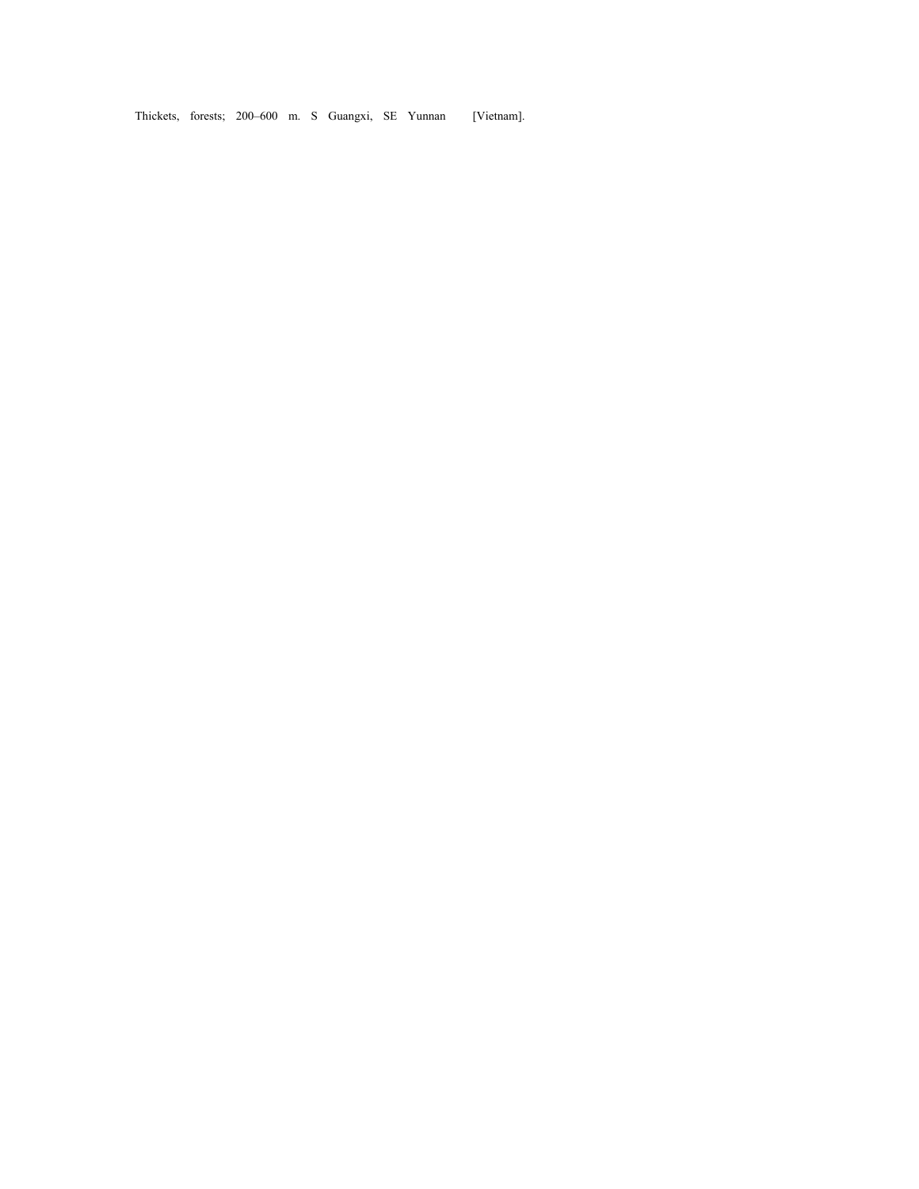Thickets, forests; 200–600 m. S Guangxi, SE Yunnan [Vietnam].